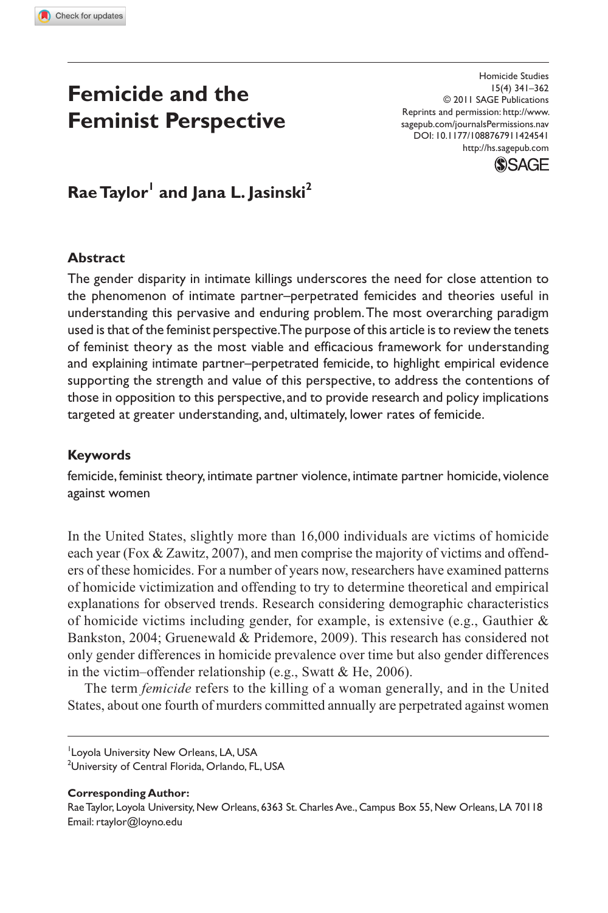# Femicide and the Feminist Perspective

Rae Taylor[1] and Jana L. Jasinski[2]

## Abstract

The gender disparity in intimate killings underscores the need for close attention to the phenomenon of intimate partner–perpetrated femicides and theories useful in understanding this pervasive and enduring problem. The most overarching paradigm used is that of the feminist perspective. The purpose of this article is to review the tenets of feminist theory as the most viable and efficacious framework for understanding and explaining intimate partner–perpetrated femicide, to highlight empirical evidence supporting the strength and value of this perspective, to address the contentions of those in opposition to this perspective, and to provide research and policy implications targeted at greater understanding, and, ultimately, lower rates of femicide.

## Keywords

femicide, feminist theory, intimate partner violence, intimate partner homicide, violence against women

In the United States, slightly more than 16,000 individuals are victims of homicide each year (Fox & Zawitz, 2007), and men comprise the majority of victims and offenders of these homicides. For a number of years now, researchers have examined patterns of homicide victimization and offending to try to determine theoretical and empirical explanations for observed trends. Research considering demographic characteristics of homicide victims including gender, for example, is extensive (e.g., Gauthier & Bankston, 2004; Gruenewald & Pridemore, 2009). This research has considered not only gender differences in homicide prevalence over time but also gender differences in the victim–offender relationship (e.g., Swatt & He, 2006).

The term *femicide* refers to the killing of a woman generally, and in the United States, about one fourth of murders committed annually are perpetrated against women

[1]Loyola University New Orleans, LA, USA
[2]University of Central Florida, Orlando, FL, USA

**Corresponding Author:**
Rae Taylor, Loyola University, New Orleans, 6363 St. Charles Ave., Campus Box 55, New Orleans, LA 70118
Email: rtaylor@loyno.edu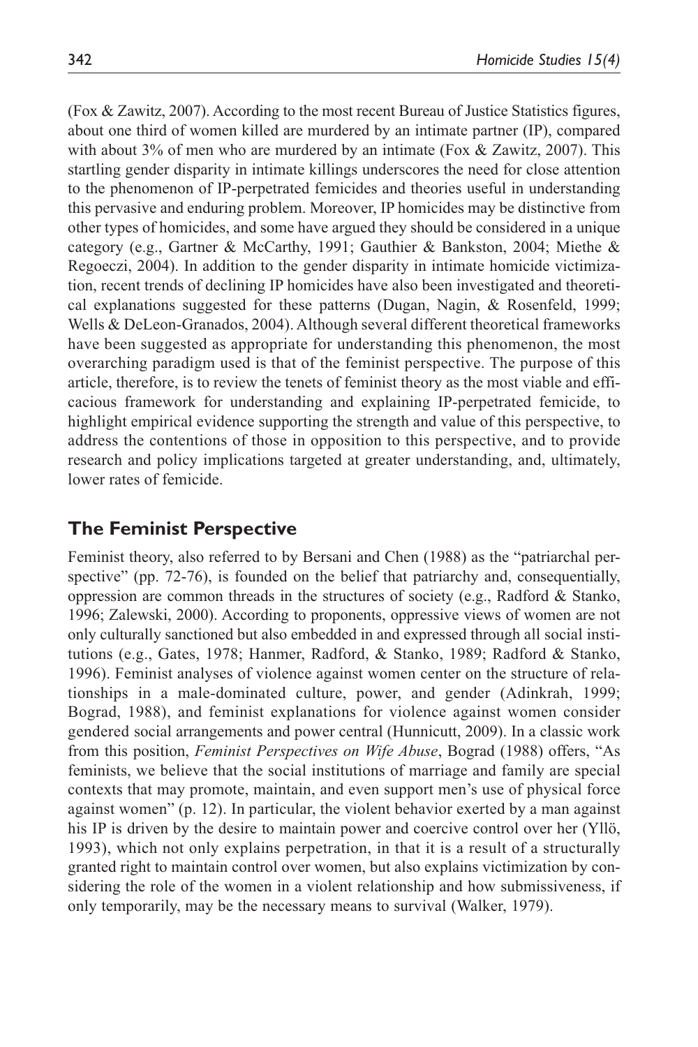(Fox & Zawitz, 2007). According to the most recent Bureau of Justice Statistics figures, about one third of women killed are murdered by an intimate partner (IP), compared with about 3% of men who are murdered by an intimate (Fox & Zawitz, 2007). This startling gender disparity in intimate killings underscores the need for close attention to the phenomenon of IP-perpetrated femicides and theories useful in understanding this pervasive and enduring problem. Moreover, IP homicides may be distinctive from other types of homicides, and some have argued they should be considered in a unique category (e.g., Gartner & McCarthy, 1991; Gauthier & Bankston, 2004; Miethe & Regoeczi, 2004). In addition to the gender disparity in intimate homicide victimization, recent trends of declining IP homicides have also been investigated and theoretical explanations suggested for these patterns (Dugan, Nagin, & Rosenfeld, 1999; Wells & DeLeon-Granados, 2004). Although several different theoretical frameworks have been suggested as appropriate for understanding this phenomenon, the most overarching paradigm used is that of the feminist perspective. The purpose of this article, therefore, is to review the tenets of feminist theory as the most viable and efficacious framework for understanding and explaining IP-perpetrated femicide, to highlight empirical evidence supporting the strength and value of this perspective, to address the contentions of those in opposition to this perspective, and to provide research and policy implications targeted at greater understanding, and, ultimately, lower rates of femicide.

## The Feminist Perspective

Feminist theory, also referred to by Bersani and Chen (1988) as the "patriarchal perspective" (pp. 72-76), is founded on the belief that patriarchy and, consequentially, oppression are common threads in the structures of society (e.g., Radford & Stanko, 1996; Zalewski, 2000). According to proponents, oppressive views of women are not only culturally sanctioned but also embedded in and expressed through all social institutions (e.g., Gates, 1978; Hanmer, Radford, & Stanko, 1989; Radford & Stanko, 1996). Feminist analyses of violence against women center on the structure of relationships in a male-dominated culture, power, and gender (Adinkrah, 1999; Bograd, 1988), and feminist explanations for violence against women consider gendered social arrangements and power central (Hunnicutt, 2009). In a classic work from this position, *Feminist Perspectives on Wife Abuse*, Bograd (1988) offers, "As feminists, we believe that the social institutions of marriage and family are special contexts that may promote, maintain, and even support men's use of physical force against women" (p. 12). In particular, the violent behavior exerted by a man against his IP is driven by the desire to maintain power and coercive control over her (Yllö, 1993), which not only explains perpetration, in that it is a result of a structurally granted right to maintain control over women, but also explains victimization by considering the role of the women in a violent relationship and how submissiveness, if only temporarily, may be the necessary means to survival (Walker, 1979).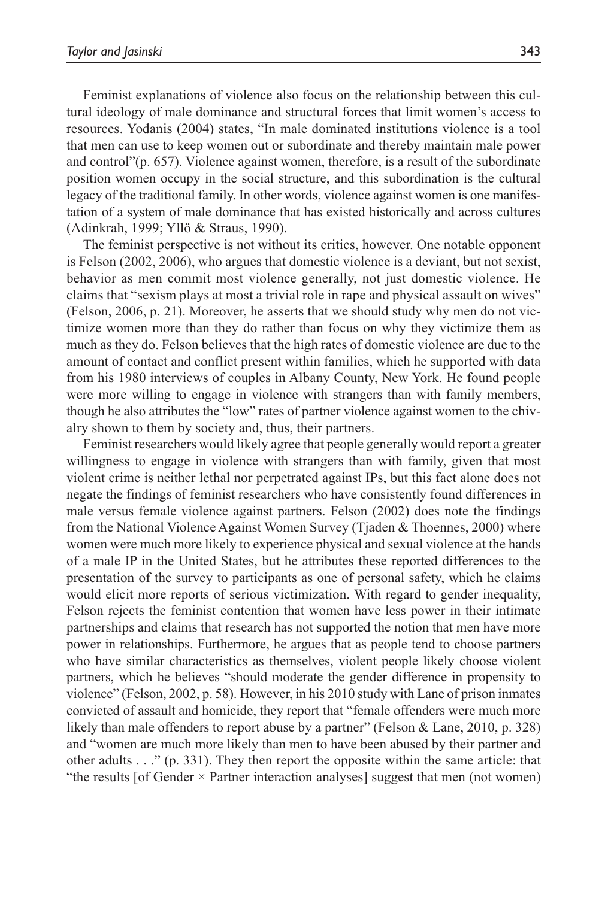Feminist explanations of violence also focus on the relationship between this cultural ideology of male dominance and structural forces that limit women's access to resources. Yodanis (2004) states, "In male dominated institutions violence is a tool that men can use to keep women out or subordinate and thereby maintain male power and control"(p. 657). Violence against women, therefore, is a result of the subordinate position women occupy in the social structure, and this subordination is the cultural legacy of the traditional family. In other words, violence against women is one manifestation of a system of male dominance that has existed historically and across cultures (Adinkrah, 1999; Yllö & Straus, 1990).

The feminist perspective is not without its critics, however. One notable opponent is Felson (2002, 2006), who argues that domestic violence is a deviant, but not sexist, behavior as men commit most violence generally, not just domestic violence. He claims that "sexism plays at most a trivial role in rape and physical assault on wives" (Felson, 2006, p. 21). Moreover, he asserts that we should study why men do not victimize women more than they do rather than focus on why they victimize them as much as they do. Felson believes that the high rates of domestic violence are due to the amount of contact and conflict present within families, which he supported with data from his 1980 interviews of couples in Albany County, New York. He found people were more willing to engage in violence with strangers than with family members, though he also attributes the "low" rates of partner violence against women to the chivalry shown to them by society and, thus, their partners.

Feminist researchers would likely agree that people generally would report a greater willingness to engage in violence with strangers than with family, given that most violent crime is neither lethal nor perpetrated against IPs, but this fact alone does not negate the findings of feminist researchers who have consistently found differences in male versus female violence against partners. Felson (2002) does note the findings from the National Violence Against Women Survey (Tjaden & Thoennes, 2000) where women were much more likely to experience physical and sexual violence at the hands of a male IP in the United States, but he attributes these reported differences to the presentation of the survey to participants as one of personal safety, which he claims would elicit more reports of serious victimization. With regard to gender inequality, Felson rejects the feminist contention that women have less power in their intimate partnerships and claims that research has not supported the notion that men have more power in relationships. Furthermore, he argues that as people tend to choose partners who have similar characteristics as themselves, violent people likely choose violent partners, which he believes "should moderate the gender difference in propensity to violence" (Felson, 2002, p. 58). However, in his 2010 study with Lane of prison inmates convicted of assault and homicide, they report that "female offenders were much more likely than male offenders to report abuse by a partner" (Felson & Lane, 2010, p. 328) and "women are much more likely than men to have been abused by their partner and other adults . . ." (p. 331). They then report the opposite within the same article: that "the results [of Gender × Partner interaction analyses] suggest that men (not women)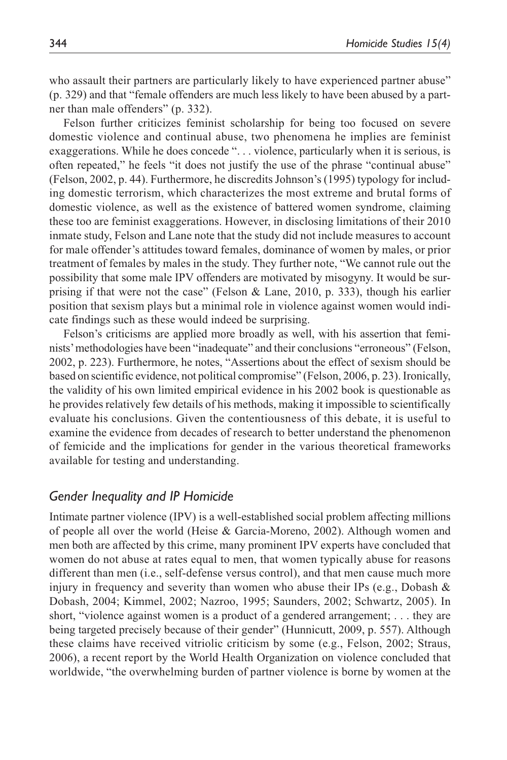who assault their partners are particularly likely to have experienced partner abuse" (p. 329) and that "female offenders are much less likely to have been abused by a partner than male offenders" (p. 332).

Felson further criticizes feminist scholarship for being too focused on severe domestic violence and continual abuse, two phenomena he implies are feminist exaggerations. While he does concede ". . . violence, particularly when it is serious, is often repeated," he feels "it does not justify the use of the phrase "continual abuse" (Felson, 2002, p. 44). Furthermore, he discredits Johnson's (1995) typology for including domestic terrorism, which characterizes the most extreme and brutal forms of domestic violence, as well as the existence of battered women syndrome, claiming these too are feminist exaggerations. However, in disclosing limitations of their 2010 inmate study, Felson and Lane note that the study did not include measures to account for male offender's attitudes toward females, dominance of women by males, or prior treatment of females by males in the study. They further note, "We cannot rule out the possibility that some male IPV offenders are motivated by misogyny. It would be surprising if that were not the case" (Felson & Lane, 2010, p. 333), though his earlier position that sexism plays but a minimal role in violence against women would indicate findings such as these would indeed be surprising.

Felson's criticisms are applied more broadly as well, with his assertion that feminists' methodologies have been "inadequate" and their conclusions "erroneous" (Felson, 2002, p. 223). Furthermore, he notes, "Assertions about the effect of sexism should be based on scientific evidence, not political compromise" (Felson, 2006, p. 23). Ironically, the validity of his own limited empirical evidence in his 2002 book is questionable as he provides relatively few details of his methods, making it impossible to scientifically evaluate his conclusions. Given the contentiousness of this debate, it is useful to examine the evidence from decades of research to better understand the phenomenon of femicide and the implications for gender in the various theoretical frameworks available for testing and understanding.

### *Gender Inequality and IP Homicide*

Intimate partner violence (IPV) is a well-established social problem affecting millions of people all over the world (Heise & Garcia-Moreno, 2002). Although women and men both are affected by this crime, many prominent IPV experts have concluded that women do not abuse at rates equal to men, that women typically abuse for reasons different than men (i.e., self-defense versus control), and that men cause much more injury in frequency and severity than women who abuse their IPs (e.g., Dobash & Dobash, 2004; Kimmel, 2002; Nazroo, 1995; Saunders, 2002; Schwartz, 2005). In short, "violence against women is a product of a gendered arrangement; . . . they are being targeted precisely because of their gender" (Hunnicutt, 2009, p. 557). Although these claims have received vitriolic criticism by some (e.g., Felson, 2002; Straus, 2006), a recent report by the World Health Organization on violence concluded that worldwide, "the overwhelming burden of partner violence is borne by women at the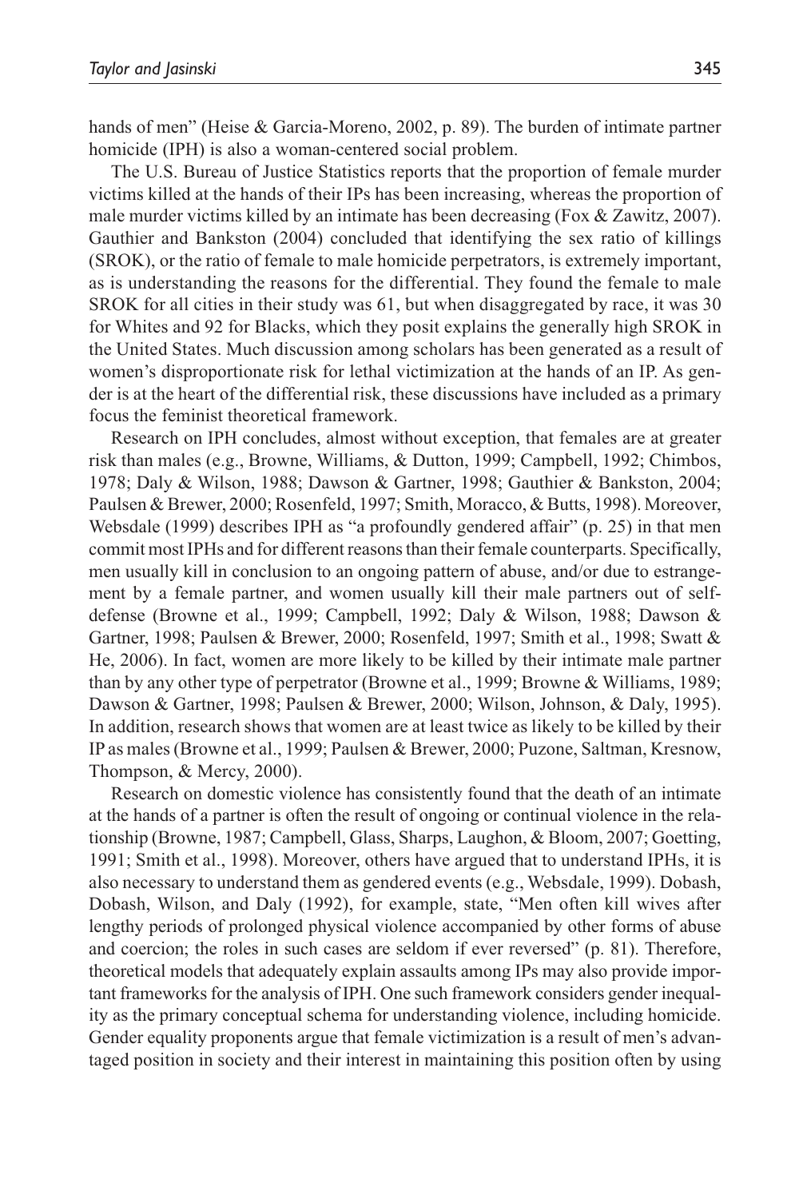hands of men" (Heise & Garcia-Moreno, 2002, p. 89). The burden of intimate partner homicide (IPH) is also a woman-centered social problem.

The U.S. Bureau of Justice Statistics reports that the proportion of female murder victims killed at the hands of their IPs has been increasing, whereas the proportion of male murder victims killed by an intimate has been decreasing (Fox & Zawitz, 2007). Gauthier and Bankston (2004) concluded that identifying the sex ratio of killings (SROK), or the ratio of female to male homicide perpetrators, is extremely important, as is understanding the reasons for the differential. They found the female to male SROK for all cities in their study was 61, but when disaggregated by race, it was 30 for Whites and 92 for Blacks, which they posit explains the generally high SROK in the United States. Much discussion among scholars has been generated as a result of women's disproportionate risk for lethal victimization at the hands of an IP. As gender is at the heart of the differential risk, these discussions have included as a primary focus the feminist theoretical framework.

Research on IPH concludes, almost without exception, that females are at greater risk than males (e.g., Browne, Williams, & Dutton, 1999; Campbell, 1992; Chimbos, 1978; Daly & Wilson, 1988; Dawson & Gartner, 1998; Gauthier & Bankston, 2004; Paulsen & Brewer, 2000; Rosenfeld, 1997; Smith, Moracco, & Butts, 1998). Moreover, Websdale (1999) describes IPH as "a profoundly gendered affair" (p. 25) in that men commit most IPHs and for different reasons than their female counterparts. Specifically, men usually kill in conclusion to an ongoing pattern of abuse, and/or due to estrangement by a female partner, and women usually kill their male partners out of self-defense (Browne et al., 1999; Campbell, 1992; Daly & Wilson, 1988; Dawson & Gartner, 1998; Paulsen & Brewer, 2000; Rosenfeld, 1997; Smith et al., 1998; Swatt & He, 2006). In fact, women are more likely to be killed by their intimate male partner than by any other type of perpetrator (Browne et al., 1999; Browne & Williams, 1989; Dawson & Gartner, 1998; Paulsen & Brewer, 2000; Wilson, Johnson, & Daly, 1995). In addition, research shows that women are at least twice as likely to be killed by their IP as males (Browne et al., 1999; Paulsen & Brewer, 2000; Puzone, Saltman, Kresnow, Thompson, & Mercy, 2000).

Research on domestic violence has consistently found that the death of an intimate at the hands of a partner is often the result of ongoing or continual violence in the relationship (Browne, 1987; Campbell, Glass, Sharps, Laughon, & Bloom, 2007; Goetting, 1991; Smith et al., 1998). Moreover, others have argued that to understand IPHs, it is also necessary to understand them as gendered events (e.g., Websdale, 1999). Dobash, Dobash, Wilson, and Daly (1992), for example, state, "Men often kill wives after lengthy periods of prolonged physical violence accompanied by other forms of abuse and coercion; the roles in such cases are seldom if ever reversed" (p. 81). Therefore, theoretical models that adequately explain assaults among IPs may also provide important frameworks for the analysis of IPH. One such framework considers gender inequality as the primary conceptual schema for understanding violence, including homicide. Gender equality proponents argue that female victimization is a result of men's advantaged position in society and their interest in maintaining this position often by using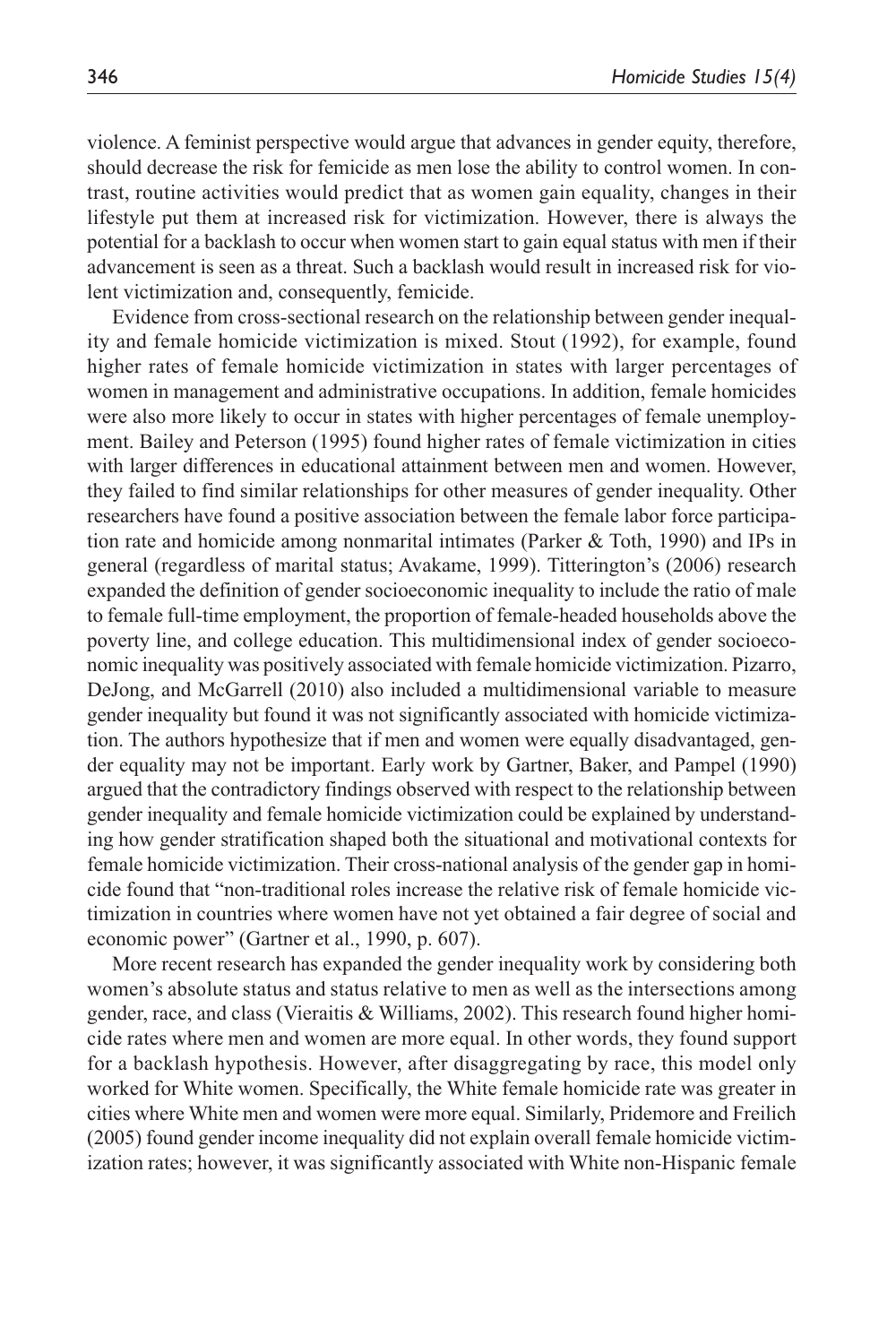violence. A feminist perspective would argue that advances in gender equity, therefore, should decrease the risk for femicide as men lose the ability to control women. In contrast, routine activities would predict that as women gain equality, changes in their lifestyle put them at increased risk for victimization. However, there is always the potential for a backlash to occur when women start to gain equal status with men if their advancement is seen as a threat. Such a backlash would result in increased risk for violent victimization and, consequently, femicide.

Evidence from cross-sectional research on the relationship between gender inequality and female homicide victimization is mixed. Stout (1992), for example, found higher rates of female homicide victimization in states with larger percentages of women in management and administrative occupations. In addition, female homicides were also more likely to occur in states with higher percentages of female unemployment. Bailey and Peterson (1995) found higher rates of female victimization in cities with larger differences in educational attainment between men and women. However, they failed to find similar relationships for other measures of gender inequality. Other researchers have found a positive association between the female labor force participation rate and homicide among nonmarital intimates (Parker & Toth, 1990) and IPs in general (regardless of marital status; Avakame, 1999). Titterington's (2006) research expanded the definition of gender socioeconomic inequality to include the ratio of male to female full-time employment, the proportion of female-headed households above the poverty line, and college education. This multidimensional index of gender socioeconomic inequality was positively associated with female homicide victimization. Pizarro, DeJong, and McGarrell (2010) also included a multidimensional variable to measure gender inequality but found it was not significantly associated with homicide victimization. The authors hypothesize that if men and women were equally disadvantaged, gender equality may not be important. Early work by Gartner, Baker, and Pampel (1990) argued that the contradictory findings observed with respect to the relationship between gender inequality and female homicide victimization could be explained by understanding how gender stratification shaped both the situational and motivational contexts for female homicide victimization. Their cross-national analysis of the gender gap in homicide found that "non-traditional roles increase the relative risk of female homicide victimization in countries where women have not yet obtained a fair degree of social and economic power" (Gartner et al., 1990, p. 607).

More recent research has expanded the gender inequality work by considering both women's absolute status and status relative to men as well as the intersections among gender, race, and class (Vieraitis & Williams, 2002). This research found higher homicide rates where men and women are more equal. In other words, they found support for a backlash hypothesis. However, after disaggregating by race, this model only worked for White women. Specifically, the White female homicide rate was greater in cities where White men and women were more equal. Similarly, Pridemore and Freilich (2005) found gender income inequality did not explain overall female homicide victimization rates; however, it was significantly associated with White non-Hispanic female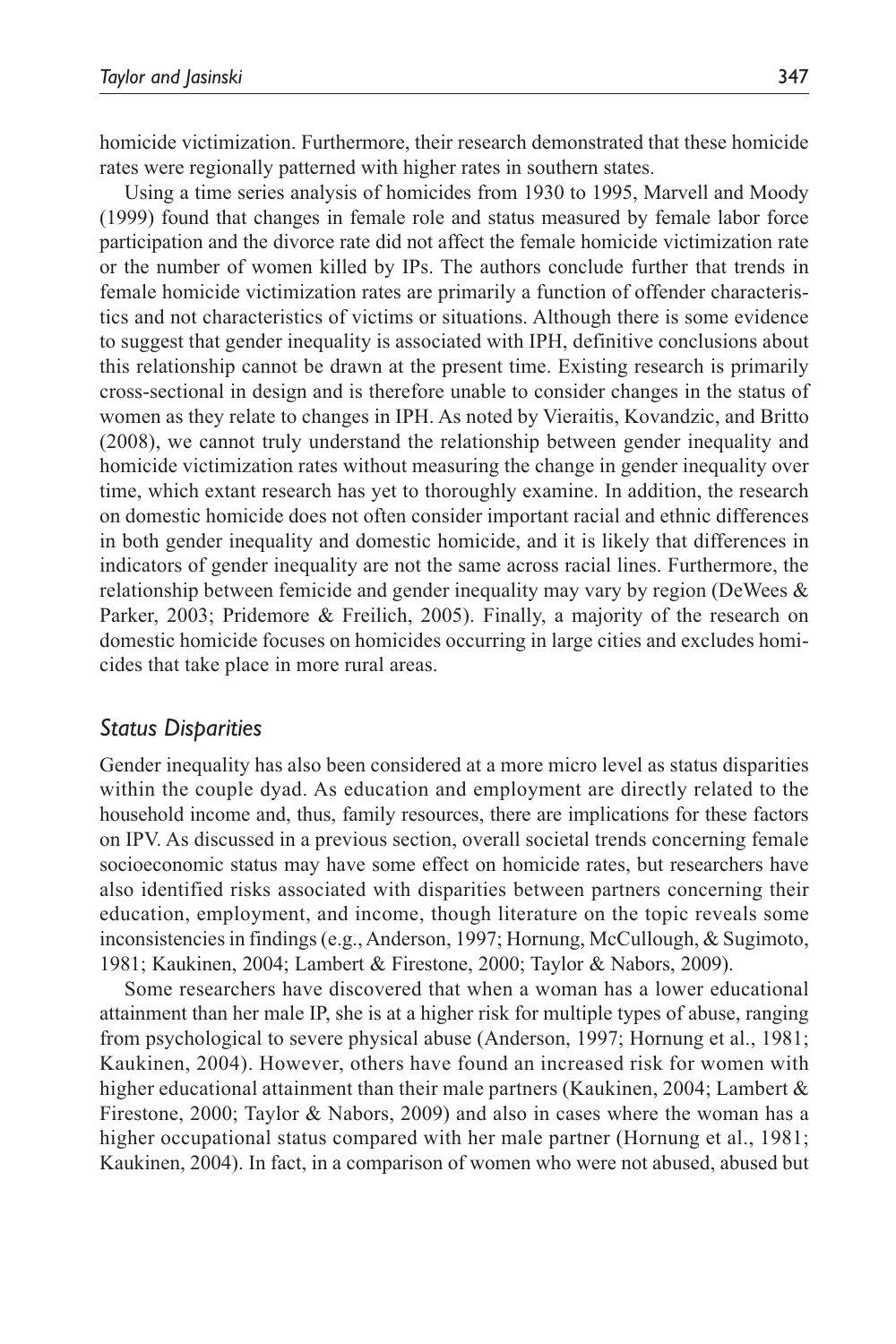homicide victimization. Furthermore, their research demonstrated that these homicide rates were regionally patterned with higher rates in southern states.

Using a time series analysis of homicides from 1930 to 1995, Marvell and Moody (1999) found that changes in female role and status measured by female labor force participation and the divorce rate did not affect the female homicide victimization rate or the number of women killed by IPs. The authors conclude further that trends in female homicide victimization rates are primarily a function of offender characteristics and not characteristics of victims or situations. Although there is some evidence to suggest that gender inequality is associated with IPH, definitive conclusions about this relationship cannot be drawn at the present time. Existing research is primarily cross-sectional in design and is therefore unable to consider changes in the status of women as they relate to changes in IPH. As noted by Vieraitis, Kovandzic, and Britto (2008), we cannot truly understand the relationship between gender inequality and homicide victimization rates without measuring the change in gender inequality over time, which extant research has yet to thoroughly examine. In addition, the research on domestic homicide does not often consider important racial and ethnic differences in both gender inequality and domestic homicide, and it is likely that differences in indicators of gender inequality are not the same across racial lines. Furthermore, the relationship between femicide and gender inequality may vary by region (DeWees & Parker, 2003; Pridemore & Freilich, 2005). Finally, a majority of the research on domestic homicide focuses on homicides occurring in large cities and excludes homicides that take place in more rural areas.

### *Status Disparities*

Gender inequality has also been considered at a more micro level as status disparities within the couple dyad. As education and employment are directly related to the household income and, thus, family resources, there are implications for these factors on IPV. As discussed in a previous section, overall societal trends concerning female socioeconomic status may have some effect on homicide rates, but researchers have also identified risks associated with disparities between partners concerning their education, employment, and income, though literature on the topic reveals some inconsistencies in findings (e.g., Anderson, 1997; Hornung, McCullough, & Sugimoto, 1981; Kaukinen, 2004; Lambert & Firestone, 2000; Taylor & Nabors, 2009).

Some researchers have discovered that when a woman has a lower educational attainment than her male IP, she is at a higher risk for multiple types of abuse, ranging from psychological to severe physical abuse (Anderson, 1997; Hornung et al., 1981; Kaukinen, 2004). However, others have found an increased risk for women with higher educational attainment than their male partners (Kaukinen, 2004; Lambert & Firestone, 2000; Taylor & Nabors, 2009) and also in cases where the woman has a higher occupational status compared with her male partner (Hornung et al., 1981; Kaukinen, 2004). In fact, in a comparison of women who were not abused, abused but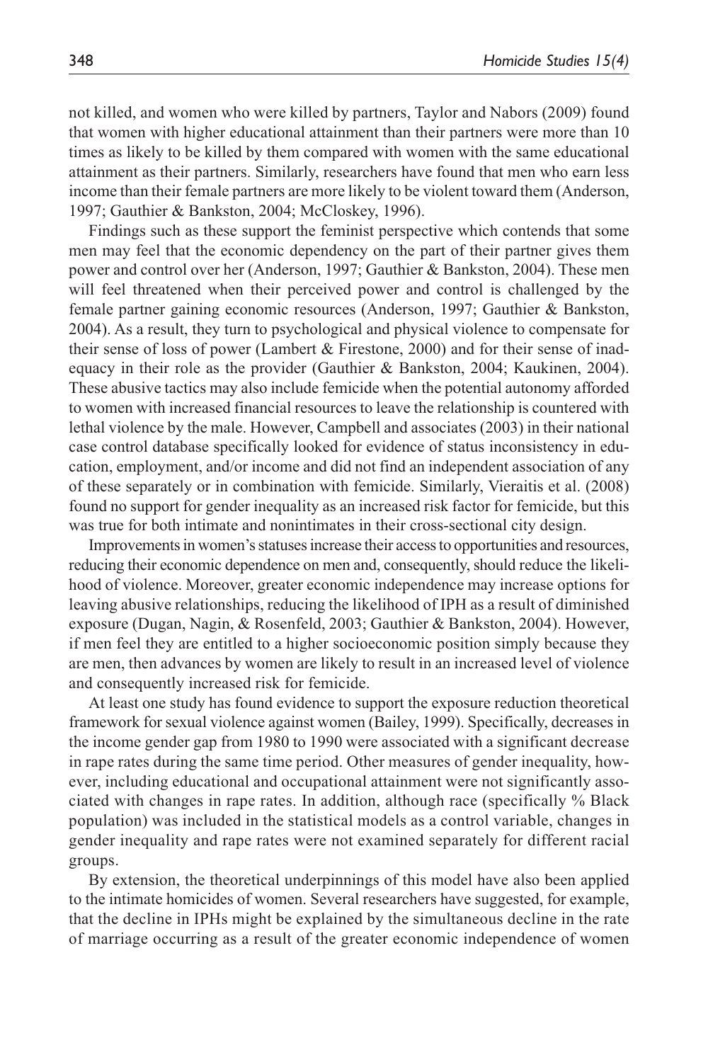not killed, and women who were killed by partners, Taylor and Nabors (2009) found that women with higher educational attainment than their partners were more than 10 times as likely to be killed by them compared with women with the same educational attainment as their partners. Similarly, researchers have found that men who earn less income than their female partners are more likely to be violent toward them (Anderson, 1997; Gauthier & Bankston, 2004; McCloskey, 1996).

Findings such as these support the feminist perspective which contends that some men may feel that the economic dependency on the part of their partner gives them power and control over her (Anderson, 1997; Gauthier & Bankston, 2004). These men will feel threatened when their perceived power and control is challenged by the female partner gaining economic resources (Anderson, 1997; Gauthier & Bankston, 2004). As a result, they turn to psychological and physical violence to compensate for their sense of loss of power (Lambert & Firestone, 2000) and for their sense of inadequacy in their role as the provider (Gauthier & Bankston, 2004; Kaukinen, 2004). These abusive tactics may also include femicide when the potential autonomy afforded to women with increased financial resources to leave the relationship is countered with lethal violence by the male. However, Campbell and associates (2003) in their national case control database specifically looked for evidence of status inconsistency in education, employment, and/or income and did not find an independent association of any of these separately or in combination with femicide. Similarly, Vieraitis et al. (2008) found no support for gender inequality as an increased risk factor for femicide, but this was true for both intimate and nonintimates in their cross-sectional city design.

Improvements in women's statuses increase their access to opportunities and resources, reducing their economic dependence on men and, consequently, should reduce the likelihood of violence. Moreover, greater economic independence may increase options for leaving abusive relationships, reducing the likelihood of IPH as a result of diminished exposure (Dugan, Nagin, & Rosenfeld, 2003; Gauthier & Bankston, 2004). However, if men feel they are entitled to a higher socioeconomic position simply because they are men, then advances by women are likely to result in an increased level of violence and consequently increased risk for femicide.

At least one study has found evidence to support the exposure reduction theoretical framework for sexual violence against women (Bailey, 1999). Specifically, decreases in the income gender gap from 1980 to 1990 were associated with a significant decrease in rape rates during the same time period. Other measures of gender inequality, however, including educational and occupational attainment were not significantly associated with changes in rape rates. In addition, although race (specifically % Black population) was included in the statistical models as a control variable, changes in gender inequality and rape rates were not examined separately for different racial groups.

By extension, the theoretical underpinnings of this model have also been applied to the intimate homicides of women. Several researchers have suggested, for example, that the decline in IPHs might be explained by the simultaneous decline in the rate of marriage occurring as a result of the greater economic independence of women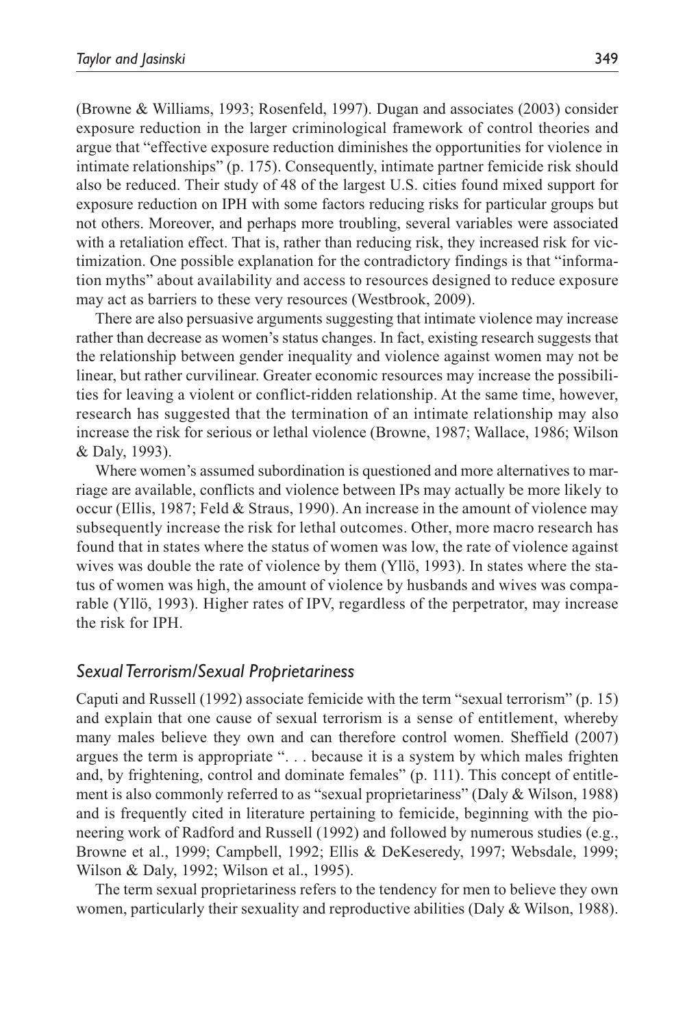(Browne & Williams, 1993; Rosenfeld, 1997). Dugan and associates (2003) consider exposure reduction in the larger criminological framework of control theories and argue that "effective exposure reduction diminishes the opportunities for violence in intimate relationships" (p. 175). Consequently, intimate partner femicide risk should also be reduced. Their study of 48 of the largest U.S. cities found mixed support for exposure reduction on IPH with some factors reducing risks for particular groups but not others. Moreover, and perhaps more troubling, several variables were associated with a retaliation effect. That is, rather than reducing risk, they increased risk for victimization. One possible explanation for the contradictory findings is that "information myths" about availability and access to resources designed to reduce exposure may act as barriers to these very resources (Westbrook, 2009).

There are also persuasive arguments suggesting that intimate violence may increase rather than decrease as women's status changes. In fact, existing research suggests that the relationship between gender inequality and violence against women may not be linear, but rather curvilinear. Greater economic resources may increase the possibilities for leaving a violent or conflict-ridden relationship. At the same time, however, research has suggested that the termination of an intimate relationship may also increase the risk for serious or lethal violence (Browne, 1987; Wallace, 1986; Wilson & Daly, 1993).

Where women's assumed subordination is questioned and more alternatives to marriage are available, conflicts and violence between IPs may actually be more likely to occur (Ellis, 1987; Feld & Straus, 1990). An increase in the amount of violence may subsequently increase the risk for lethal outcomes. Other, more macro research has found that in states where the status of women was low, the rate of violence against wives was double the rate of violence by them (Yllö, 1993). In states where the status of women was high, the amount of violence by husbands and wives was comparable (Yllö, 1993). Higher rates of IPV, regardless of the perpetrator, may increase the risk for IPH.

## *Sexual Terrorism/Sexual Proprietariness*

Caputi and Russell (1992) associate femicide with the term "sexual terrorism" (p. 15) and explain that one cause of sexual terrorism is a sense of entitlement, whereby many males believe they own and can therefore control women. Sheffield (2007) argues the term is appropriate ". . . because it is a system by which males frighten and, by frightening, control and dominate females" (p. 111). This concept of entitlement is also commonly referred to as "sexual proprietariness" (Daly & Wilson, 1988) and is frequently cited in literature pertaining to femicide, beginning with the pioneering work of Radford and Russell (1992) and followed by numerous studies (e.g., Browne et al., 1999; Campbell, 1992; Ellis & DeKeseredy, 1997; Websdale, 1999; Wilson & Daly, 1992; Wilson et al., 1995).

The term sexual proprietariness refers to the tendency for men to believe they own women, particularly their sexuality and reproductive abilities (Daly & Wilson, 1988).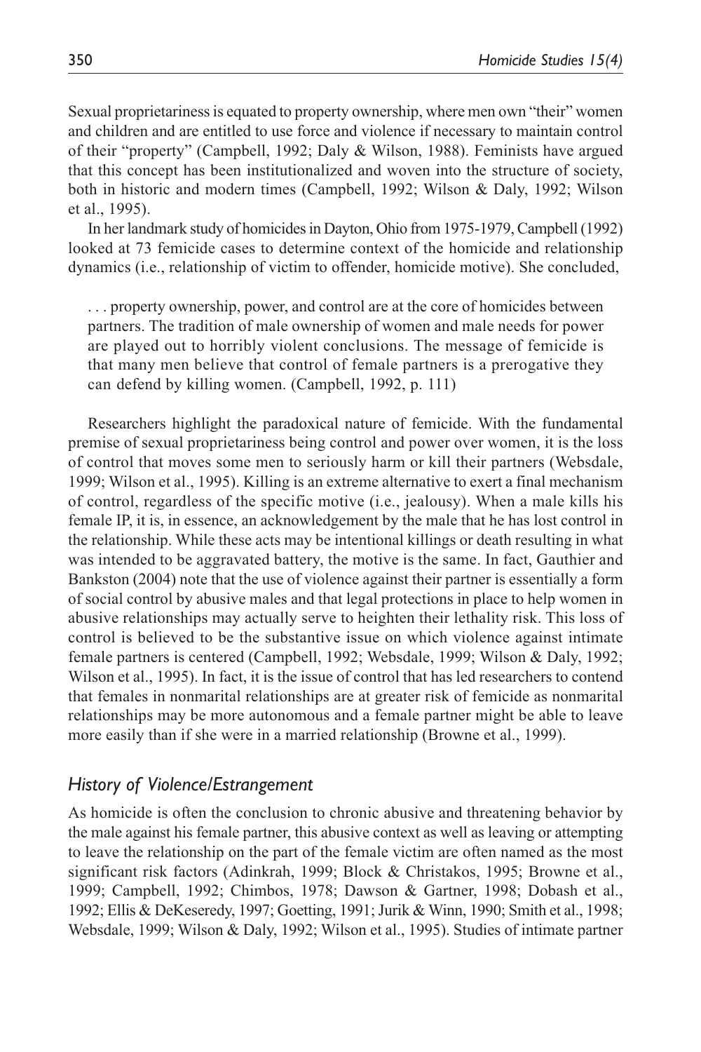Sexual proprietariness is equated to property ownership, where men own "their" women and children and are entitled to use force and violence if necessary to maintain control of their "property" (Campbell, 1992; Daly & Wilson, 1988). Feminists have argued that this concept has been institutionalized and woven into the structure of society, both in historic and modern times (Campbell, 1992; Wilson & Daly, 1992; Wilson et al., 1995).

In her landmark study of homicides in Dayton, Ohio from 1975-1979, Campbell (1992) looked at 73 femicide cases to determine context of the homicide and relationship dynamics (i.e., relationship of victim to offender, homicide motive). She concluded,

> . . . property ownership, power, and control are at the core of homicides between partners. The tradition of male ownership of women and male needs for power are played out to horribly violent conclusions. The message of femicide is that many men believe that control of female partners is a prerogative they can defend by killing women. (Campbell, 1992, p. 111)

Researchers highlight the paradoxical nature of femicide. With the fundamental premise of sexual proprietariness being control and power over women, it is the loss of control that moves some men to seriously harm or kill their partners (Websdale, 1999; Wilson et al., 1995). Killing is an extreme alternative to exert a final mechanism of control, regardless of the specific motive (i.e., jealousy). When a male kills his female IP, it is, in essence, an acknowledgement by the male that he has lost control in the relationship. While these acts may be intentional killings or death resulting in what was intended to be aggravated battery, the motive is the same. In fact, Gauthier and Bankston (2004) note that the use of violence against their partner is essentially a form of social control by abusive males and that legal protections in place to help women in abusive relationships may actually serve to heighten their lethality risk. This loss of control is believed to be the substantive issue on which violence against intimate female partners is centered (Campbell, 1992; Websdale, 1999; Wilson & Daly, 1992; Wilson et al., 1995). In fact, it is the issue of control that has led researchers to contend that females in nonmarital relationships are at greater risk of femicide as nonmarital relationships may be more autonomous and a female partner might be able to leave more easily than if she were in a married relationship (Browne et al., 1999).

### *History of Violence/Estrangement*

As homicide is often the conclusion to chronic abusive and threatening behavior by the male against his female partner, this abusive context as well as leaving or attempting to leave the relationship on the part of the female victim are often named as the most significant risk factors (Adinkrah, 1999; Block & Christakos, 1995; Browne et al., 1999; Campbell, 1992; Chimbos, 1978; Dawson & Gartner, 1998; Dobash et al., 1992; Ellis & DeKeseredy, 1997; Goetting, 1991; Jurik & Winn, 1990; Smith et al., 1998; Websdale, 1999; Wilson & Daly, 1992; Wilson et al., 1995). Studies of intimate partner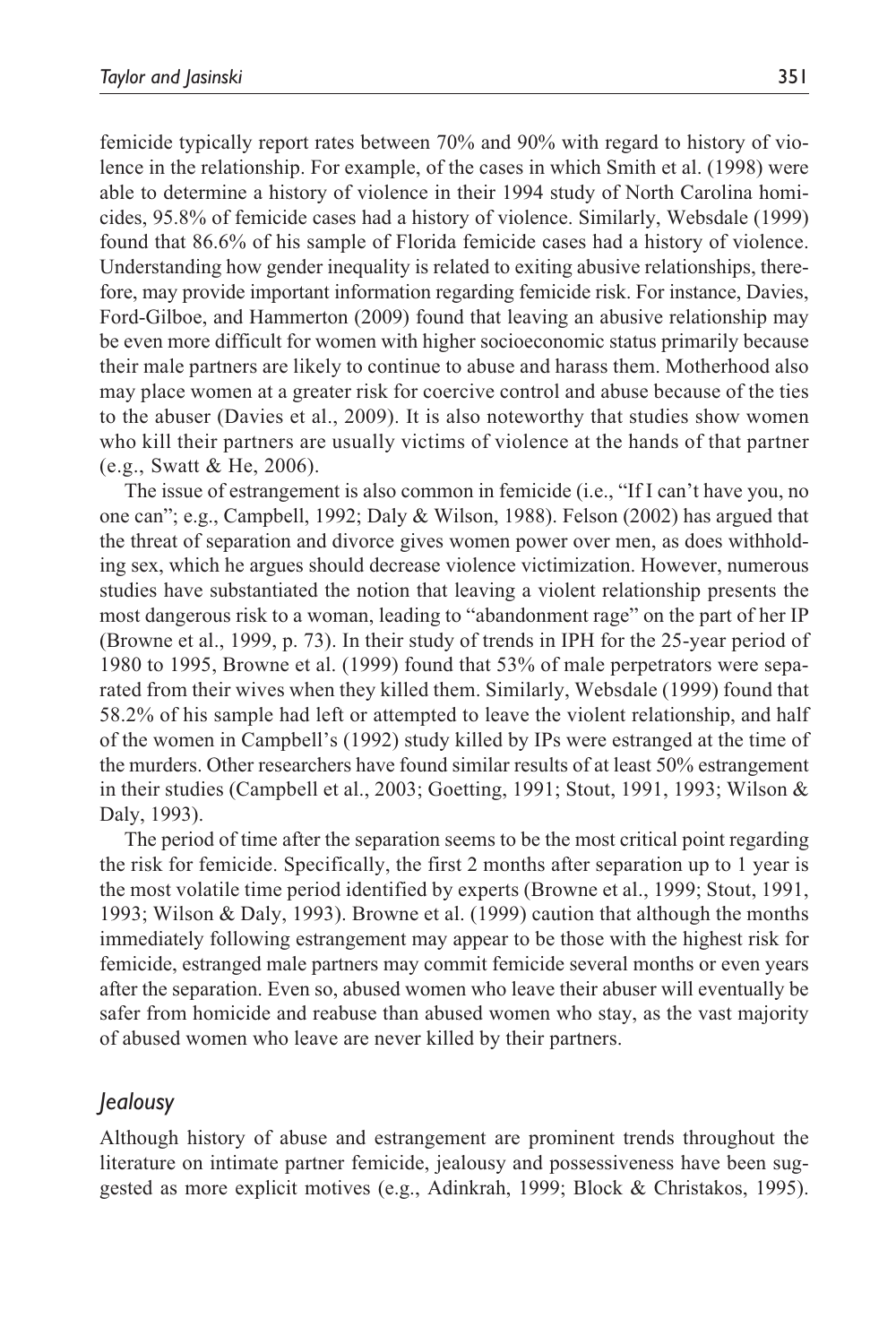femicide typically report rates between 70% and 90% with regard to history of violence in the relationship. For example, of the cases in which Smith et al. (1998) were able to determine a history of violence in their 1994 study of North Carolina homicides, 95.8% of femicide cases had a history of violence. Similarly, Websdale (1999) found that 86.6% of his sample of Florida femicide cases had a history of violence. Understanding how gender inequality is related to exiting abusive relationships, therefore, may provide important information regarding femicide risk. For instance, Davies, Ford-Gilboe, and Hammerton (2009) found that leaving an abusive relationship may be even more difficult for women with higher socioeconomic status primarily because their male partners are likely to continue to abuse and harass them. Motherhood also may place women at a greater risk for coercive control and abuse because of the ties to the abuser (Davies et al., 2009). It is also noteworthy that studies show women who kill their partners are usually victims of violence at the hands of that partner (e.g., Swatt & He, 2006).

The issue of estrangement is also common in femicide (i.e., "If I can't have you, no one can"; e.g., Campbell, 1992; Daly & Wilson, 1988). Felson (2002) has argued that the threat of separation and divorce gives women power over men, as does withholding sex, which he argues should decrease violence victimization. However, numerous studies have substantiated the notion that leaving a violent relationship presents the most dangerous risk to a woman, leading to "abandonment rage" on the part of her IP (Browne et al., 1999, p. 73). In their study of trends in IPH for the 25-year period of 1980 to 1995, Browne et al. (1999) found that 53% of male perpetrators were separated from their wives when they killed them. Similarly, Websdale (1999) found that 58.2% of his sample had left or attempted to leave the violent relationship, and half of the women in Campbell's (1992) study killed by IPs were estranged at the time of the murders. Other researchers have found similar results of at least 50% estrangement in their studies (Campbell et al., 2003; Goetting, 1991; Stout, 1991, 1993; Wilson & Daly, 1993).

The period of time after the separation seems to be the most critical point regarding the risk for femicide. Specifically, the first 2 months after separation up to 1 year is the most volatile time period identified by experts (Browne et al., 1999; Stout, 1991, 1993; Wilson & Daly, 1993). Browne et al. (1999) caution that although the months immediately following estrangement may appear to be those with the highest risk for femicide, estranged male partners may commit femicide several months or even years after the separation. Even so, abused women who leave their abuser will eventually be safer from homicide and reabuse than abused women who stay, as the vast majority of abused women who leave are never killed by their partners.

### *Jealousy*

Although history of abuse and estrangement are prominent trends throughout the literature on intimate partner femicide, jealousy and possessiveness have been suggested as more explicit motives (e.g., Adinkrah, 1999; Block & Christakos, 1995).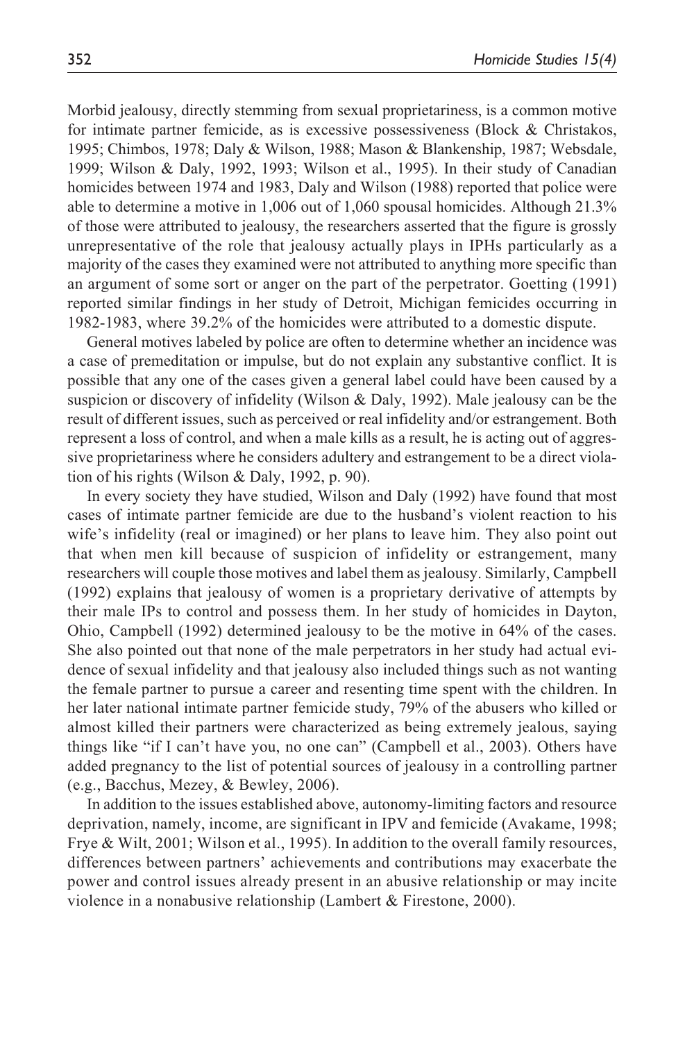Morbid jealousy, directly stemming from sexual proprietariness, is a common motive for intimate partner femicide, as is excessive possessiveness (Block & Christakos, 1995; Chimbos, 1978; Daly & Wilson, 1988; Mason & Blankenship, 1987; Websdale, 1999; Wilson & Daly, 1992, 1993; Wilson et al., 1995). In their study of Canadian homicides between 1974 and 1983, Daly and Wilson (1988) reported that police were able to determine a motive in 1,006 out of 1,060 spousal homicides. Although 21.3% of those were attributed to jealousy, the researchers asserted that the figure is grossly unrepresentative of the role that jealousy actually plays in IPHs particularly as a majority of the cases they examined were not attributed to anything more specific than an argument of some sort or anger on the part of the perpetrator. Goetting (1991) reported similar findings in her study of Detroit, Michigan femicides occurring in 1982-1983, where 39.2% of the homicides were attributed to a domestic dispute.

General motives labeled by police are often to determine whether an incidence was a case of premeditation or impulse, but do not explain any substantive conflict. It is possible that any one of the cases given a general label could have been caused by a suspicion or discovery of infidelity (Wilson & Daly, 1992). Male jealousy can be the result of different issues, such as perceived or real infidelity and/or estrangement. Both represent a loss of control, and when a male kills as a result, he is acting out of aggressive proprietariness where he considers adultery and estrangement to be a direct violation of his rights (Wilson & Daly, 1992, p. 90).

In every society they have studied, Wilson and Daly (1992) have found that most cases of intimate partner femicide are due to the husband's violent reaction to his wife's infidelity (real or imagined) or her plans to leave him. They also point out that when men kill because of suspicion of infidelity or estrangement, many researchers will couple those motives and label them as jealousy. Similarly, Campbell (1992) explains that jealousy of women is a proprietary derivative of attempts by their male IPs to control and possess them. In her study of homicides in Dayton, Ohio, Campbell (1992) determined jealousy to be the motive in 64% of the cases. She also pointed out that none of the male perpetrators in her study had actual evidence of sexual infidelity and that jealousy also included things such as not wanting the female partner to pursue a career and resenting time spent with the children. In her later national intimate partner femicide study, 79% of the abusers who killed or almost killed their partners were characterized as being extremely jealous, saying things like "if I can't have you, no one can" (Campbell et al., 2003). Others have added pregnancy to the list of potential sources of jealousy in a controlling partner (e.g., Bacchus, Mezey, & Bewley, 2006).

In addition to the issues established above, autonomy-limiting factors and resource deprivation, namely, income, are significant in IPV and femicide (Avakame, 1998; Frye & Wilt, 2001; Wilson et al., 1995). In addition to the overall family resources, differences between partners' achievements and contributions may exacerbate the power and control issues already present in an abusive relationship or may incite violence in a nonabusive relationship (Lambert & Firestone, 2000).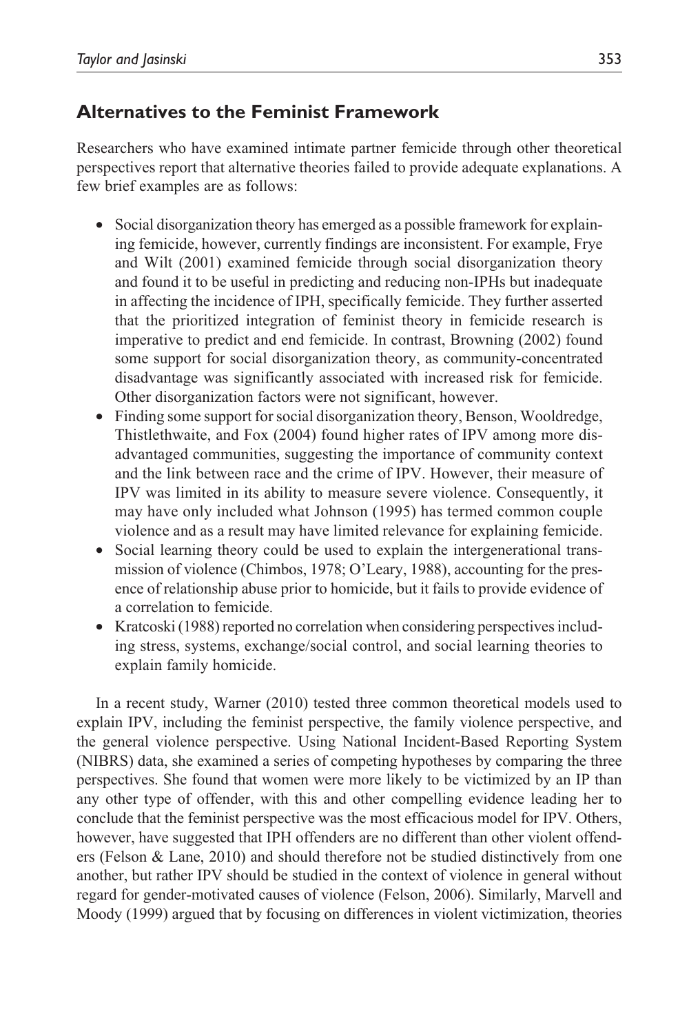## Alternatives to the Feminist Framework

Researchers who have examined intimate partner femicide through other theoretical perspectives report that alternative theories failed to provide adequate explanations. A few brief examples are as follows:

- Social disorganization theory has emerged as a possible framework for explaining femicide, however, currently findings are inconsistent. For example, Frye and Wilt (2001) examined femicide through social disorganization theory and found it to be useful in predicting and reducing non-IPHs but inadequate in affecting the incidence of IPH, specifically femicide. They further asserted that the prioritized integration of feminist theory in femicide research is imperative to predict and end femicide. In contrast, Browning (2002) found some support for social disorganization theory, as community-concentrated disadvantage was significantly associated with increased risk for femicide. Other disorganization factors were not significant, however.
- Finding some support for social disorganization theory, Benson, Wooldredge, Thistlethwaite, and Fox (2004) found higher rates of IPV among more disadvantaged communities, suggesting the importance of community context and the link between race and the crime of IPV. However, their measure of IPV was limited in its ability to measure severe violence. Consequently, it may have only included what Johnson (1995) has termed common couple violence and as a result may have limited relevance for explaining femicide.
- Social learning theory could be used to explain the intergenerational transmission of violence (Chimbos, 1978; O'Leary, 1988), accounting for the presence of relationship abuse prior to homicide, but it fails to provide evidence of a correlation to femicide.
- Kratcoski (1988) reported no correlation when considering perspectives including stress, systems, exchange/social control, and social learning theories to explain family homicide.

In a recent study, Warner (2010) tested three common theoretical models used to explain IPV, including the feminist perspective, the family violence perspective, and the general violence perspective. Using National Incident-Based Reporting System (NIBRS) data, she examined a series of competing hypotheses by comparing the three perspectives. She found that women were more likely to be victimized by an IP than any other type of offender, with this and other compelling evidence leading her to conclude that the feminist perspective was the most efficacious model for IPV. Others, however, have suggested that IPH offenders are no different than other violent offenders (Felson & Lane, 2010) and should therefore not be studied distinctively from one another, but rather IPV should be studied in the context of violence in general without regard for gender-motivated causes of violence (Felson, 2006). Similarly, Marvell and Moody (1999) argued that by focusing on differences in violent victimization, theories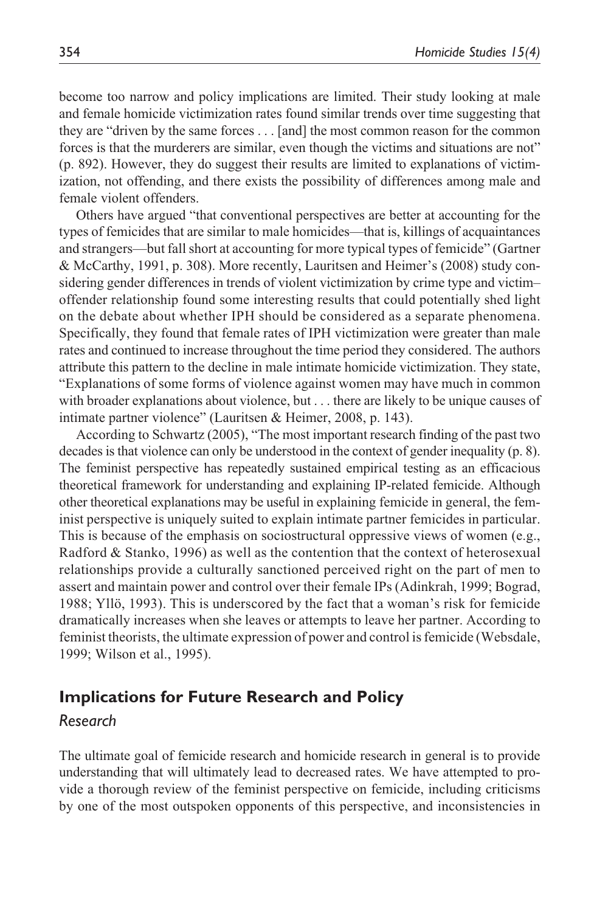become too narrow and policy implications are limited. Their study looking at male and female homicide victimization rates found similar trends over time suggesting that they are "driven by the same forces . . . [and] the most common reason for the common forces is that the murderers are similar, even though the victims and situations are not" (p. 892). However, they do suggest their results are limited to explanations of victimization, not offending, and there exists the possibility of differences among male and female violent offenders.

Others have argued "that conventional perspectives are better at accounting for the types of femicides that are similar to male homicides—that is, killings of acquaintances and strangers—but fall short at accounting for more typical types of femicide" (Gartner & McCarthy, 1991, p. 308). More recently, Lauritsen and Heimer's (2008) study considering gender differences in trends of violent victimization by crime type and victim–offender relationship found some interesting results that could potentially shed light on the debate about whether IPH should be considered as a separate phenomena. Specifically, they found that female rates of IPH victimization were greater than male rates and continued to increase throughout the time period they considered. The authors attribute this pattern to the decline in male intimate homicide victimization. They state, "Explanations of some forms of violence against women may have much in common with broader explanations about violence, but . . . there are likely to be unique causes of intimate partner violence" (Lauritsen & Heimer, 2008, p. 143).

According to Schwartz (2005), "The most important research finding of the past two decades is that violence can only be understood in the context of gender inequality (p. 8). The feminist perspective has repeatedly sustained empirical testing as an efficacious theoretical framework for understanding and explaining IP-related femicide. Although other theoretical explanations may be useful in explaining femicide in general, the feminist perspective is uniquely suited to explain intimate partner femicides in particular. This is because of the emphasis on sociostructural oppressive views of women (e.g., Radford & Stanko, 1996) as well as the contention that the context of heterosexual relationships provide a culturally sanctioned perceived right on the part of men to assert and maintain power and control over their female IPs (Adinkrah, 1999; Bograd, 1988; Yllö, 1993). This is underscored by the fact that a woman's risk for femicide dramatically increases when she leaves or attempts to leave her partner. According to feminist theorists, the ultimate expression of power and control is femicide (Websdale, 1999; Wilson et al., 1995).

## Implications for Future Research and Policy

### Research

The ultimate goal of femicide research and homicide research in general is to provide understanding that will ultimately lead to decreased rates. We have attempted to provide a thorough review of the feminist perspective on femicide, including criticisms by one of the most outspoken opponents of this perspective, and inconsistencies in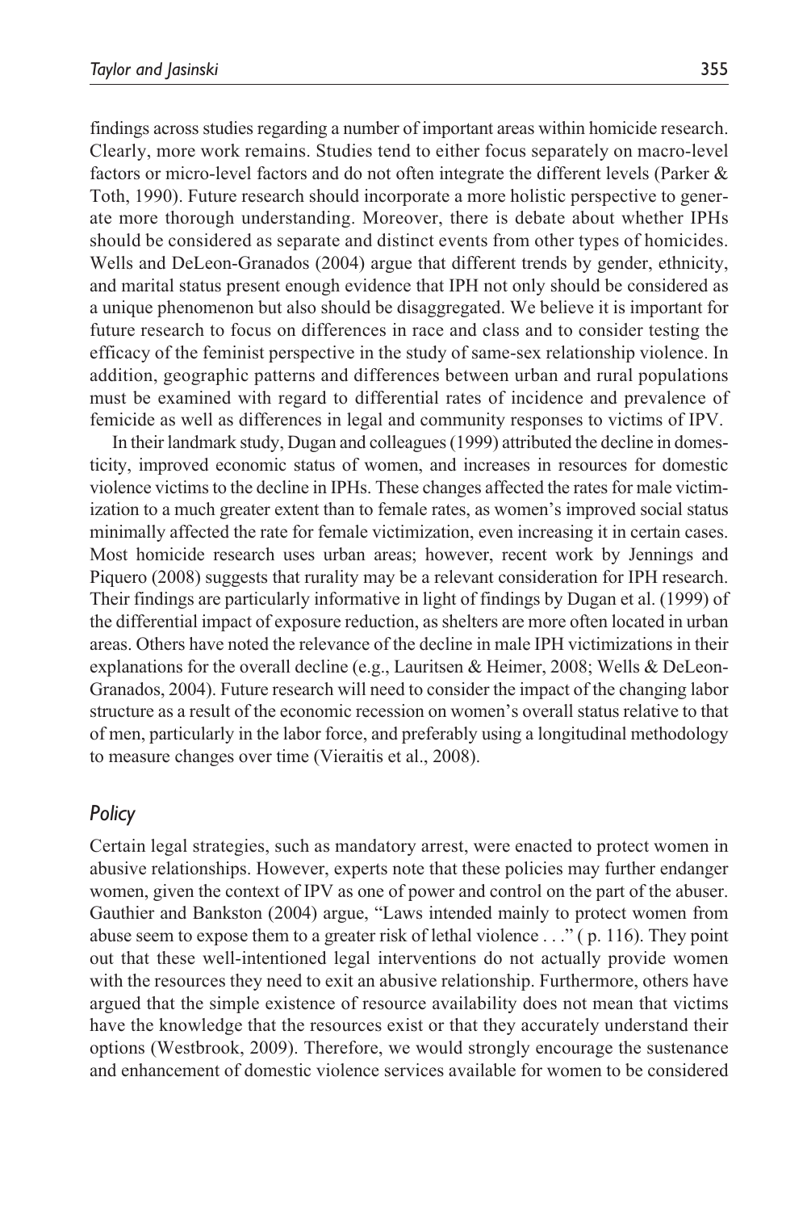findings across studies regarding a number of important areas within homicide research. Clearly, more work remains. Studies tend to either focus separately on macro-level factors or micro-level factors and do not often integrate the different levels (Parker & Toth, 1990). Future research should incorporate a more holistic perspective to generate more thorough understanding. Moreover, there is debate about whether IPHs should be considered as separate and distinct events from other types of homicides. Wells and DeLeon-Granados (2004) argue that different trends by gender, ethnicity, and marital status present enough evidence that IPH not only should be considered as a unique phenomenon but also should be disaggregated. We believe it is important for future research to focus on differences in race and class and to consider testing the efficacy of the feminist perspective in the study of same-sex relationship violence. In addition, geographic patterns and differences between urban and rural populations must be examined with regard to differential rates of incidence and prevalence of femicide as well as differences in legal and community responses to victims of IPV.

In their landmark study, Dugan and colleagues (1999) attributed the decline in domesticity, improved economic status of women, and increases in resources for domestic violence victims to the decline in IPHs. These changes affected the rates for male victimization to a much greater extent than to female rates, as women's improved social status minimally affected the rate for female victimization, even increasing it in certain cases. Most homicide research uses urban areas; however, recent work by Jennings and Piquero (2008) suggests that rurality may be a relevant consideration for IPH research. Their findings are particularly informative in light of findings by Dugan et al. (1999) of the differential impact of exposure reduction, as shelters are more often located in urban areas. Others have noted the relevance of the decline in male IPH victimizations in their explanations for the overall decline (e.g., Lauritsen & Heimer, 2008; Wells & DeLeon-Granados, 2004). Future research will need to consider the impact of the changing labor structure as a result of the economic recession on women's overall status relative to that of men, particularly in the labor force, and preferably using a longitudinal methodology to measure changes over time (Vieraitis et al., 2008).

### *Policy*

Certain legal strategies, such as mandatory arrest, were enacted to protect women in abusive relationships. However, experts note that these policies may further endanger women, given the context of IPV as one of power and control on the part of the abuser. Gauthier and Bankston (2004) argue, "Laws intended mainly to protect women from abuse seem to expose them to a greater risk of lethal violence . . ." ( p. 116). They point out that these well-intentioned legal interventions do not actually provide women with the resources they need to exit an abusive relationship. Furthermore, others have argued that the simple existence of resource availability does not mean that victims have the knowledge that the resources exist or that they accurately understand their options (Westbrook, 2009). Therefore, we would strongly encourage the sustenance and enhancement of domestic violence services available for women to be considered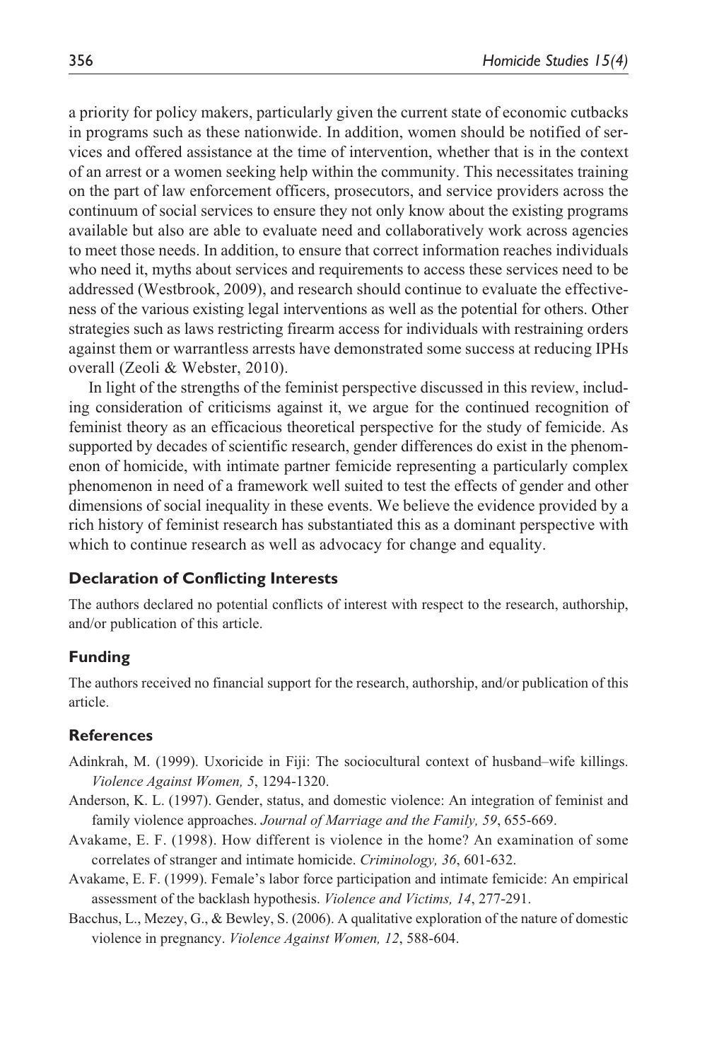a priority for policy makers, particularly given the current state of economic cutbacks in programs such as these nationwide. In addition, women should be notified of services and offered assistance at the time of intervention, whether that is in the context of an arrest or a women seeking help within the community. This necessitates training on the part of law enforcement officers, prosecutors, and service providers across the continuum of social services to ensure they not only know about the existing programs available but also are able to evaluate need and collaboratively work across agencies to meet those needs. In addition, to ensure that correct information reaches individuals who need it, myths about services and requirements to access these services need to be addressed (Westbrook, 2009), and research should continue to evaluate the effectiveness of the various existing legal interventions as well as the potential for others. Other strategies such as laws restricting firearm access for individuals with restraining orders against them or warrantless arrests have demonstrated some success at reducing IPHs overall (Zeoli & Webster, 2010).

In light of the strengths of the feminist perspective discussed in this review, including consideration of criticisms against it, we argue for the continued recognition of feminist theory as an efficacious theoretical perspective for the study of femicide. As supported by decades of scientific research, gender differences do exist in the phenomenon of homicide, with intimate partner femicide representing a particularly complex phenomenon in need of a framework well suited to test the effects of gender and other dimensions of social inequality in these events. We believe the evidence provided by a rich history of feminist research has substantiated this as a dominant perspective with which to continue research as well as advocacy for change and equality.

### Declaration of Conflicting Interests

The authors declared no potential conflicts of interest with respect to the research, authorship, and/or publication of this article.

### Funding

The authors received no financial support for the research, authorship, and/or publication of this article.

### References

Adinkrah, M. (1999). Uxoricide in Fiji: The sociocultural context of husband–wife killings. *Violence Against Women, 5*, 1294-1320.

Anderson, K. L. (1997). Gender, status, and domestic violence: An integration of feminist and family violence approaches. *Journal of Marriage and the Family, 59*, 655-669.

Avakame, E. F. (1998). How different is violence in the home? An examination of some correlates of stranger and intimate homicide. *Criminology, 36*, 601-632.

Avakame, E. F. (1999). Female's labor force participation and intimate femicide: An empirical assessment of the backlash hypothesis. *Violence and Victims, 14*, 277-291.

Bacchus, L., Mezey, G., & Bewley, S. (2006). A qualitative exploration of the nature of domestic violence in pregnancy. *Violence Against Women, 12*, 588-604.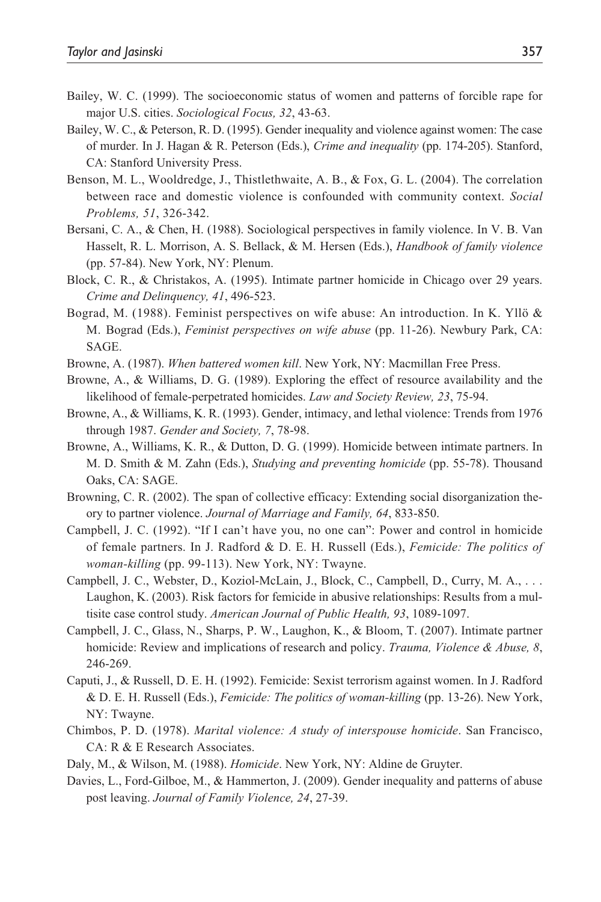Bailey, W. C. (1999). The socioeconomic status of women and patterns of forcible rape for major U.S. cities. *Sociological Focus, 32*, 43-63.

Bailey, W. C., & Peterson, R. D. (1995). Gender inequality and violence against women: The case of murder. In J. Hagan & R. Peterson (Eds.), *Crime and inequality* (pp. 174-205). Stanford, CA: Stanford University Press.

Benson, M. L., Wooldredge, J., Thistlethwaite, A. B., & Fox, G. L. (2004). The correlation between race and domestic violence is confounded with community context. *Social Problems, 51*, 326-342.

Bersani, C. A., & Chen, H. (1988). Sociological perspectives in family violence. In V. B. Van Hasselt, R. L. Morrison, A. S. Bellack, & M. Hersen (Eds.), *Handbook of family violence* (pp. 57-84). New York, NY: Plenum.

Block, C. R., & Christakos, A. (1995). Intimate partner homicide in Chicago over 29 years. *Crime and Delinquency, 41*, 496-523.

Bograd, M. (1988). Feminist perspectives on wife abuse: An introduction. In K. Yllö & M. Bograd (Eds.), *Feminist perspectives on wife abuse* (pp. 11-26). Newbury Park, CA: SAGE.

Browne, A. (1987). *When battered women kill*. New York, NY: Macmillan Free Press.

Browne, A., & Williams, D. G. (1989). Exploring the effect of resource availability and the likelihood of female-perpetrated homicides. *Law and Society Review, 23*, 75-94.

Browne, A., & Williams, K. R. (1993). Gender, intimacy, and lethal violence: Trends from 1976 through 1987. *Gender and Society, 7*, 78-98.

Browne, A., Williams, K. R., & Dutton, D. G. (1999). Homicide between intimate partners. In M. D. Smith & M. Zahn (Eds.), *Studying and preventing homicide* (pp. 55-78). Thousand Oaks, CA: SAGE.

Browning, C. R. (2002). The span of collective efficacy: Extending social disorganization theory to partner violence. *Journal of Marriage and Family, 64*, 833-850.

Campbell, J. C. (1992). "If I can't have you, no one can": Power and control in homicide of female partners. In J. Radford & D. E. H. Russell (Eds.), *Femicide: The politics of woman-killing* (pp. 99-113). New York, NY: Twayne.

Campbell, J. C., Webster, D., Koziol-McLain, J., Block, C., Campbell, D., Curry, M. A., . . . Laughon, K. (2003). Risk factors for femicide in abusive relationships: Results from a multisite case control study. *American Journal of Public Health, 93*, 1089-1097.

Campbell, J. C., Glass, N., Sharps, P. W., Laughon, K., & Bloom, T. (2007). Intimate partner homicide: Review and implications of research and policy. *Trauma, Violence & Abuse, 8*, 246-269.

Caputi, J., & Russell, D. E. H. (1992). Femicide: Sexist terrorism against women. In J. Radford & D. E. H. Russell (Eds.), *Femicide: The politics of woman-killing* (pp. 13-26). New York, NY: Twayne.

Chimbos, P. D. (1978). *Marital violence: A study of interspouse homicide*. San Francisco, CA: R & E Research Associates.

Daly, M., & Wilson, M. (1988). *Homicide*. New York, NY: Aldine de Gruyter.

Davies, L., Ford-Gilboe, M., & Hammerton, J. (2009). Gender inequality and patterns of abuse post leaving. *Journal of Family Violence, 24*, 27-39.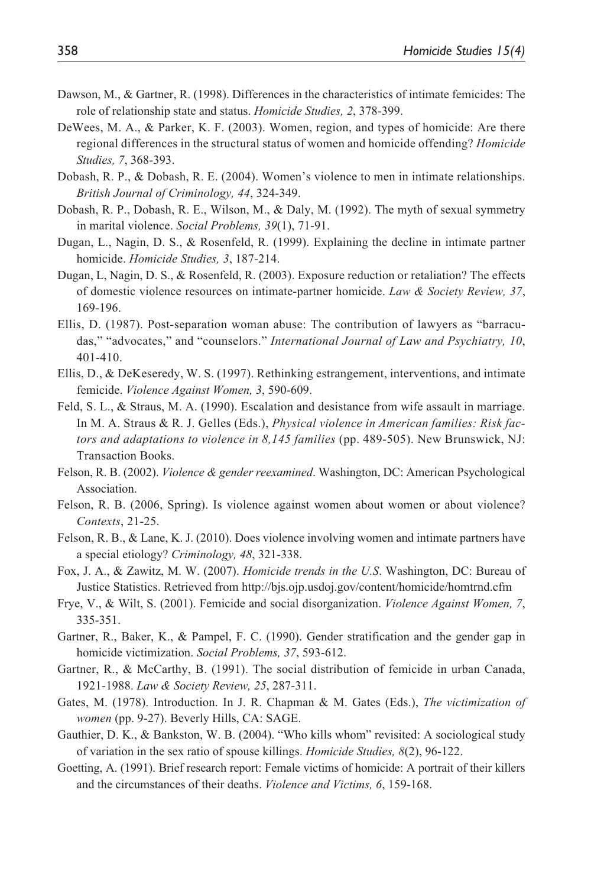Dawson, M., & Gartner, R. (1998). Differences in the characteristics of intimate femicides: The role of relationship state and status. *Homicide Studies, 2*, 378-399.

DeWees, M. A., & Parker, K. F. (2003). Women, region, and types of homicide: Are there regional differences in the structural status of women and homicide offending? *Homicide Studies, 7*, 368-393.

Dobash, R. P., & Dobash, R. E. (2004). Women's violence to men in intimate relationships. *British Journal of Criminology, 44*, 324-349.

Dobash, R. P., Dobash, R. E., Wilson, M., & Daly, M. (1992). The myth of sexual symmetry in marital violence. *Social Problems, 39*(1), 71-91.

Dugan, L., Nagin, D. S., & Rosenfeld, R. (1999). Explaining the decline in intimate partner homicide. *Homicide Studies, 3*, 187-214.

Dugan, L, Nagin, D. S., & Rosenfeld, R. (2003). Exposure reduction or retaliation? The effects of domestic violence resources on intimate-partner homicide. *Law & Society Review, 37*, 169-196.

Ellis, D. (1987). Post-separation woman abuse: The contribution of lawyers as "barracudas," "advocates," and "counselors." *International Journal of Law and Psychiatry, 10*, 401-410.

Ellis, D., & DeKeseredy, W. S. (1997). Rethinking estrangement, interventions, and intimate femicide. *Violence Against Women, 3*, 590-609.

Feld, S. L., & Straus, M. A. (1990). Escalation and desistance from wife assault in marriage. In M. A. Straus & R. J. Gelles (Eds.), *Physical violence in American families: Risk factors and adaptations to violence in 8,145 families* (pp. 489-505). New Brunswick, NJ: Transaction Books.

Felson, R. B. (2002). *Violence & gender reexamined*. Washington, DC: American Psychological Association.

Felson, R. B. (2006, Spring). Is violence against women about women or about violence? *Contexts*, 21-25.

Felson, R. B., & Lane, K. J. (2010). Does violence involving women and intimate partners have a special etiology? *Criminology, 48*, 321-338.

Fox, J. A., & Zawitz, M. W. (2007). *Homicide trends in the U.S*. Washington, DC: Bureau of Justice Statistics. Retrieved from http://bjs.ojp.usdoj.gov/content/homicide/homtrnd.cfm

Frye, V., & Wilt, S. (2001). Femicide and social disorganization. *Violence Against Women, 7*, 335-351.

Gartner, R., Baker, K., & Pampel, F. C. (1990). Gender stratification and the gender gap in homicide victimization. *Social Problems, 37*, 593-612.

Gartner, R., & McCarthy, B. (1991). The social distribution of femicide in urban Canada, 1921-1988. *Law & Society Review, 25*, 287-311.

Gates, M. (1978). Introduction. In J. R. Chapman & M. Gates (Eds.), *The victimization of women* (pp. 9-27). Beverly Hills, CA: SAGE.

Gauthier, D. K., & Bankston, W. B. (2004). "Who kills whom" revisited: A sociological study of variation in the sex ratio of spouse killings. *Homicide Studies, 8*(2), 96-122.

Goetting, A. (1991). Brief research report: Female victims of homicide: A portrait of their killers and the circumstances of their deaths. *Violence and Victims, 6*, 159-168.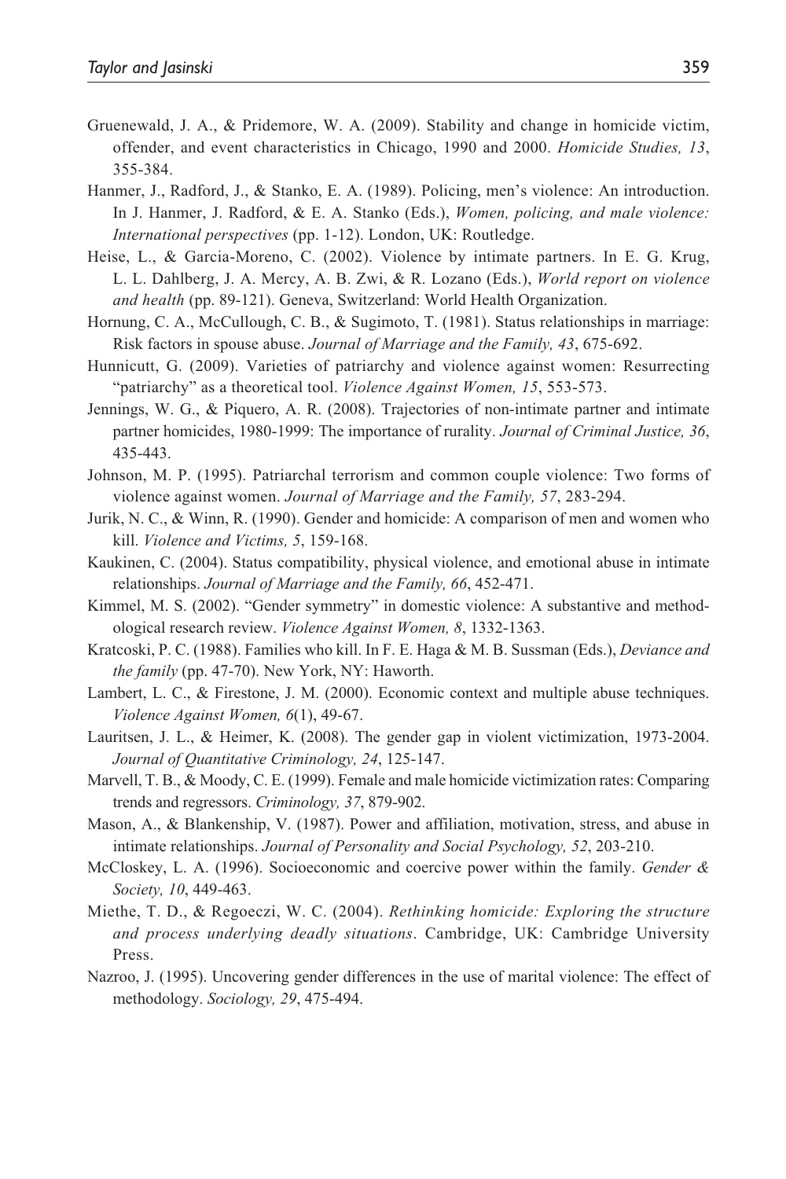Gruenewald, J. A., & Pridemore, W. A. (2009). Stability and change in homicide victim, offender, and event characteristics in Chicago, 1990 and 2000. *Homicide Studies, 13*, 355-384.

Hanmer, J., Radford, J., & Stanko, E. A. (1989). Policing, men's violence: An introduction. In J. Hanmer, J. Radford, & E. A. Stanko (Eds.), *Women, policing, and male violence: International perspectives* (pp. 1-12). London, UK: Routledge.

Heise, L., & Garcia-Moreno, C. (2002). Violence by intimate partners. In E. G. Krug, L. L. Dahlberg, J. A. Mercy, A. B. Zwi, & R. Lozano (Eds.), *World report on violence and health* (pp. 89-121). Geneva, Switzerland: World Health Organization.

Hornung, C. A., McCullough, C. B., & Sugimoto, T. (1981). Status relationships in marriage: Risk factors in spouse abuse. *Journal of Marriage and the Family, 43*, 675-692.

Hunnicutt, G. (2009). Varieties of patriarchy and violence against women: Resurrecting "patriarchy" as a theoretical tool. *Violence Against Women, 15*, 553-573.

Jennings, W. G., & Piquero, A. R. (2008). Trajectories of non-intimate partner and intimate partner homicides, 1980-1999: The importance of rurality. *Journal of Criminal Justice, 36*, 435-443.

Johnson, M. P. (1995). Patriarchal terrorism and common couple violence: Two forms of violence against women. *Journal of Marriage and the Family, 57*, 283-294.

Jurik, N. C., & Winn, R. (1990). Gender and homicide: A comparison of men and women who kill. *Violence and Victims, 5*, 159-168.

Kaukinen, C. (2004). Status compatibility, physical violence, and emotional abuse in intimate relationships. *Journal of Marriage and the Family, 66*, 452-471.

Kimmel, M. S. (2002). "Gender symmetry" in domestic violence: A substantive and methodological research review. *Violence Against Women, 8*, 1332-1363.

Kratcoski, P. C. (1988). Families who kill. In F. E. Haga & M. B. Sussman (Eds.), *Deviance and the family* (pp. 47-70). New York, NY: Haworth.

Lambert, L. C., & Firestone, J. M. (2000). Economic context and multiple abuse techniques. *Violence Against Women, 6*(1), 49-67.

Lauritsen, J. L., & Heimer, K. (2008). The gender gap in violent victimization, 1973-2004. *Journal of Quantitative Criminology, 24*, 125-147.

Marvell, T. B., & Moody, C. E. (1999). Female and male homicide victimization rates: Comparing trends and regressors. *Criminology, 37*, 879-902.

Mason, A., & Blankenship, V. (1987). Power and affiliation, motivation, stress, and abuse in intimate relationships. *Journal of Personality and Social Psychology, 52*, 203-210.

McCloskey, L. A. (1996). Socioeconomic and coercive power within the family. *Gender & Society, 10*, 449-463.

Miethe, T. D., & Regoeczi, W. C. (2004). *Rethinking homicide: Exploring the structure and process underlying deadly situations*. Cambridge, UK: Cambridge University Press.

Nazroo, J. (1995). Uncovering gender differences in the use of marital violence: The effect of methodology. *Sociology, 29*, 475-494.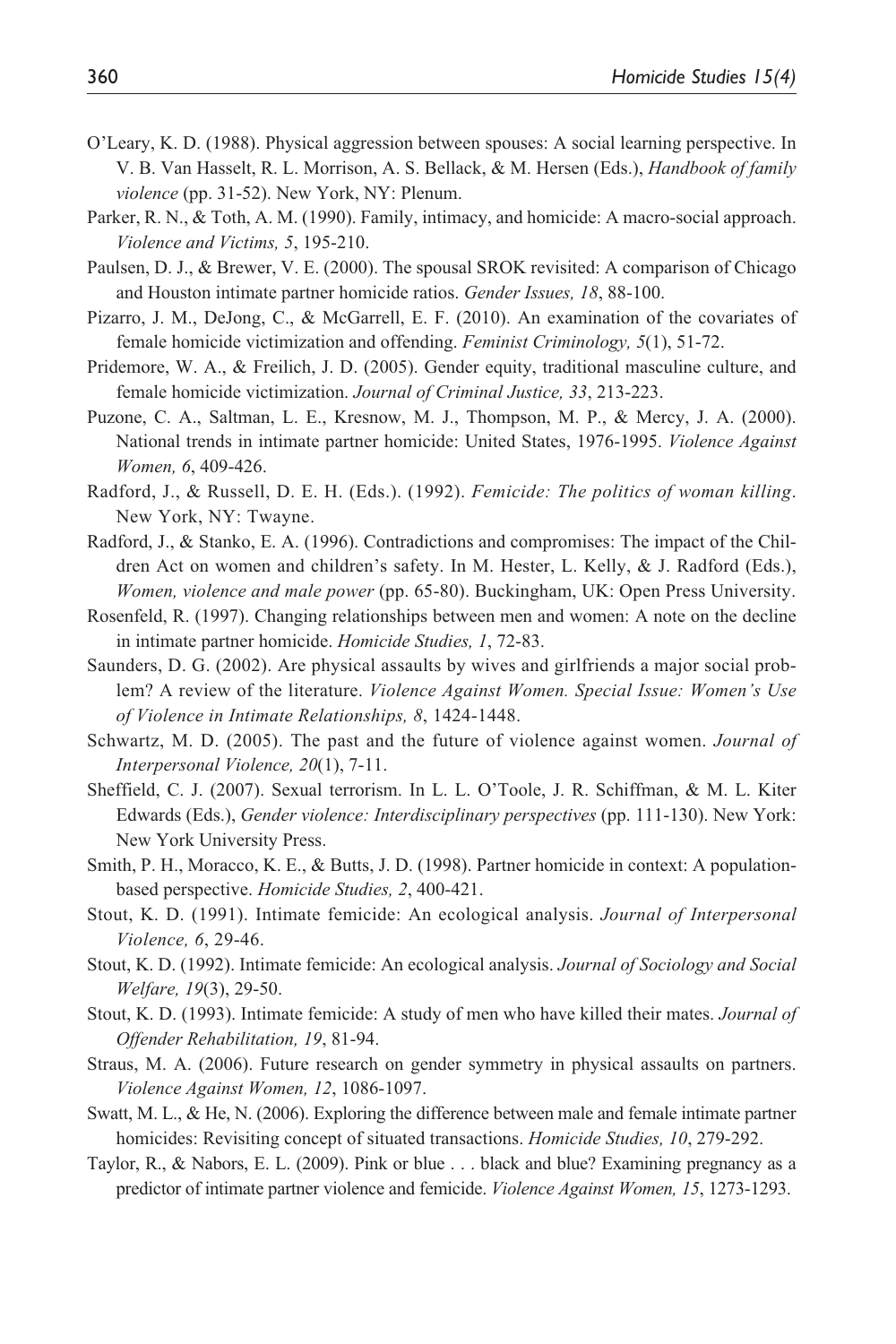O'Leary, K. D. (1988). Physical aggression between spouses: A social learning perspective. In V. B. Van Hasselt, R. L. Morrison, A. S. Bellack, & M. Hersen (Eds.), *Handbook of family violence* (pp. 31-52). New York, NY: Plenum.

Parker, R. N., & Toth, A. M. (1990). Family, intimacy, and homicide: A macro-social approach. *Violence and Victims, 5*, 195-210.

Paulsen, D. J., & Brewer, V. E. (2000). The spousal SROK revisited: A comparison of Chicago and Houston intimate partner homicide ratios. *Gender Issues, 18*, 88-100.

Pizarro, J. M., DeJong, C., & McGarrell, E. F. (2010). An examination of the covariates of female homicide victimization and offending. *Feminist Criminology, 5*(1), 51-72.

Pridemore, W. A., & Freilich, J. D. (2005). Gender equity, traditional masculine culture, and female homicide victimization. *Journal of Criminal Justice, 33*, 213-223.

Puzone, C. A., Saltman, L. E., Kresnow, M. J., Thompson, M. P., & Mercy, J. A. (2000). National trends in intimate partner homicide: United States, 1976-1995. *Violence Against Women, 6*, 409-426.

Radford, J., & Russell, D. E. H. (Eds.). (1992). *Femicide: The politics of woman killing*. New York, NY: Twayne.

Radford, J., & Stanko, E. A. (1996). Contradictions and compromises: The impact of the Children Act on women and children's safety. In M. Hester, L. Kelly, & J. Radford (Eds.), *Women, violence and male power* (pp. 65-80). Buckingham, UK: Open Press University.

Rosenfeld, R. (1997). Changing relationships between men and women: A note on the decline in intimate partner homicide. *Homicide Studies, 1*, 72-83.

Saunders, D. G. (2002). Are physical assaults by wives and girlfriends a major social problem? A review of the literature. *Violence Against Women. Special Issue: Women's Use of Violence in Intimate Relationships, 8*, 1424-1448.

Schwartz, M. D. (2005). The past and the future of violence against women. *Journal of Interpersonal Violence, 20*(1), 7-11.

Sheffield, C. J. (2007). Sexual terrorism. In L. L. O'Toole, J. R. Schiffman, & M. L. Kiter Edwards (Eds.), *Gender violence: Interdisciplinary perspectives* (pp. 111-130). New York: New York University Press.

Smith, P. H., Moracco, K. E., & Butts, J. D. (1998). Partner homicide in context: A population-based perspective. *Homicide Studies, 2*, 400-421.

Stout, K. D. (1991). Intimate femicide: An ecological analysis. *Journal of Interpersonal Violence, 6*, 29-46.

Stout, K. D. (1992). Intimate femicide: An ecological analysis. *Journal of Sociology and Social Welfare, 19*(3), 29-50.

Stout, K. D. (1993). Intimate femicide: A study of men who have killed their mates. *Journal of Offender Rehabilitation, 19*, 81-94.

Straus, M. A. (2006). Future research on gender symmetry in physical assaults on partners. *Violence Against Women, 12*, 1086-1097.

Swatt, M. L., & He, N. (2006). Exploring the difference between male and female intimate partner homicides: Revisiting concept of situated transactions. *Homicide Studies, 10*, 279-292.

Taylor, R., & Nabors, E. L. (2009). Pink or blue . . . black and blue? Examining pregnancy as a predictor of intimate partner violence and femicide. *Violence Against Women, 15*, 1273-1293.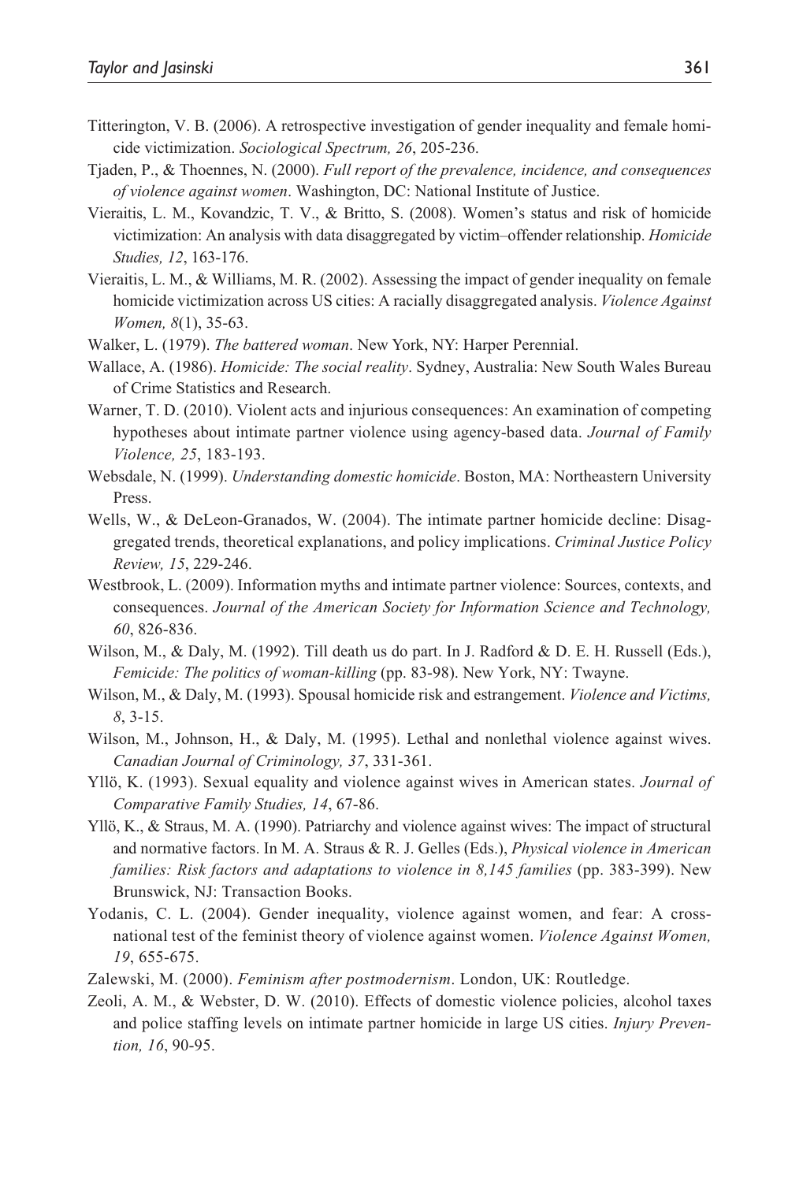Titterington, V. B. (2006). A retrospective investigation of gender inequality and female homicide victimization. *Sociological Spectrum, 26*, 205-236.

Tjaden, P., & Thoennes, N. (2000). *Full report of the prevalence, incidence, and consequences of violence against women*. Washington, DC: National Institute of Justice.

Vieraitis, L. M., Kovandzic, T. V., & Britto, S. (2008). Women's status and risk of homicide victimization: An analysis with data disaggregated by victim–offender relationship. *Homicide Studies, 12*, 163-176.

Vieraitis, L. M., & Williams, M. R. (2002). Assessing the impact of gender inequality on female homicide victimization across US cities: A racially disaggregated analysis. *Violence Against Women, 8*(1), 35-63.

Walker, L. (1979). *The battered woman*. New York, NY: Harper Perennial.

Wallace, A. (1986). *Homicide: The social reality*. Sydney, Australia: New South Wales Bureau of Crime Statistics and Research.

Warner, T. D. (2010). Violent acts and injurious consequences: An examination of competing hypotheses about intimate partner violence using agency-based data. *Journal of Family Violence, 25*, 183-193.

Websdale, N. (1999). *Understanding domestic homicide*. Boston, MA: Northeastern University Press.

Wells, W., & DeLeon-Granados, W. (2004). The intimate partner homicide decline: Disaggregated trends, theoretical explanations, and policy implications. *Criminal Justice Policy Review, 15*, 229-246.

Westbrook, L. (2009). Information myths and intimate partner violence: Sources, contexts, and consequences. *Journal of the American Society for Information Science and Technology, 60*, 826-836.

Wilson, M., & Daly, M. (1992). Till death us do part. In J. Radford & D. E. H. Russell (Eds.), *Femicide: The politics of woman-killing* (pp. 83-98). New York, NY: Twayne.

Wilson, M., & Daly, M. (1993). Spousal homicide risk and estrangement. *Violence and Victims, 8*, 3-15.

Wilson, M., Johnson, H., & Daly, M. (1995). Lethal and nonlethal violence against wives. *Canadian Journal of Criminology, 37*, 331-361.

Yllö, K. (1993). Sexual equality and violence against wives in American states. *Journal of Comparative Family Studies, 14*, 67-86.

Yllö, K., & Straus, M. A. (1990). Patriarchy and violence against wives: The impact of structural and normative factors. In M. A. Straus & R. J. Gelles (Eds.), *Physical violence in American families: Risk factors and adaptations to violence in 8,145 families* (pp. 383-399). New Brunswick, NJ: Transaction Books.

Yodanis, C. L. (2004). Gender inequality, violence against women, and fear: A cross-national test of the feminist theory of violence against women. *Violence Against Women, 19*, 655-675.

Zalewski, M. (2000). *Feminism after postmodernism*. London, UK: Routledge.

Zeoli, A. M., & Webster, D. W. (2010). Effects of domestic violence policies, alcohol taxes and police staffing levels on intimate partner homicide in large US cities. *Injury Prevention, 16*, 90-95.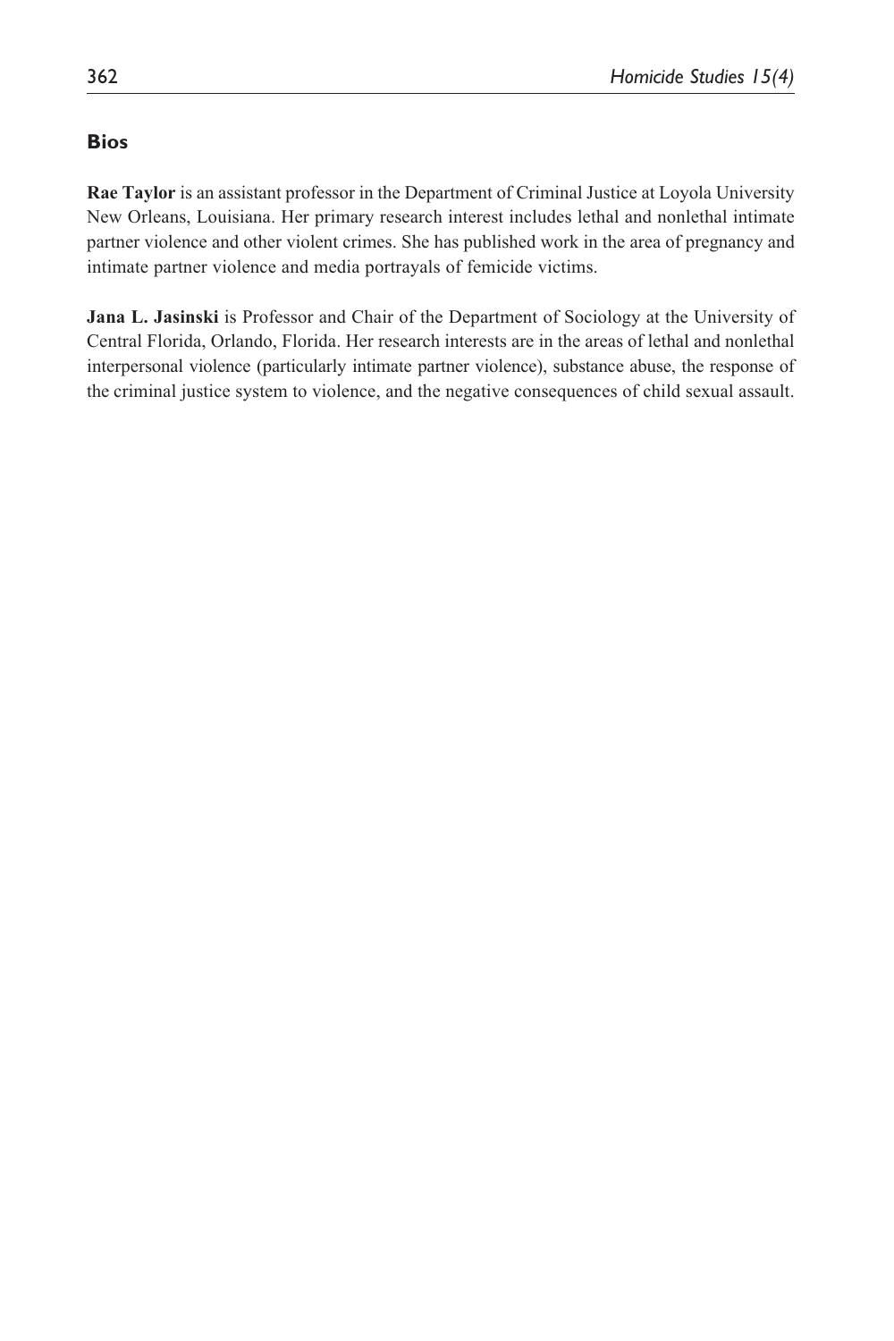## Bios

**Rae Taylor** is an assistant professor in the Department of Criminal Justice at Loyola University New Orleans, Louisiana. Her primary research interest includes lethal and nonlethal intimate partner violence and other violent crimes. She has published work in the area of pregnancy and intimate partner violence and media portrayals of femicide victims.

**Jana L. Jasinski** is Professor and Chair of the Department of Sociology at the University of Central Florida, Orlando, Florida. Her research interests are in the areas of lethal and nonlethal interpersonal violence (particularly intimate partner violence), substance abuse, the response of the criminal justice system to violence, and the negative consequences of child sexual assault.